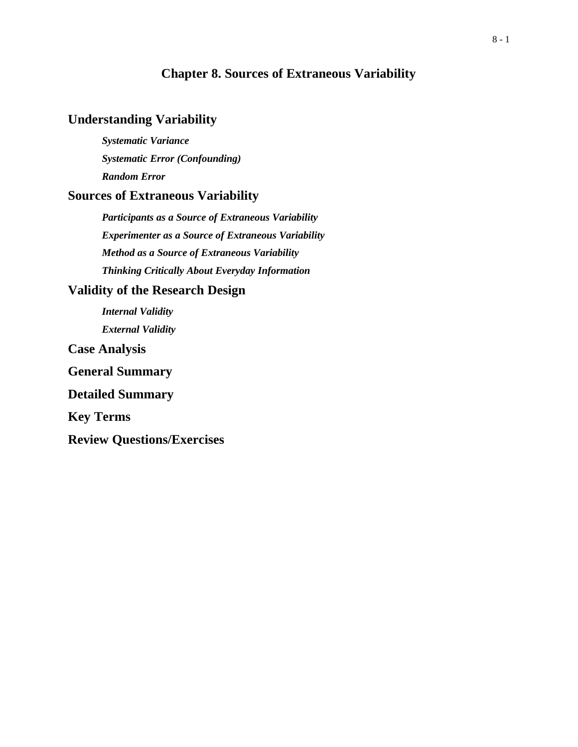# Chapter 8. Sources of Extraneous Variability

## Understanding Variability

***Systematic Variance***

***Systematic Error (Confounding)***

***Random Error***

## Sources of Extraneous Variability

***Participants as a Source of Extraneous Variability***

***Experimenter as a Source of Extraneous Variability***

***Method as a Source of Extraneous Variability***

***Thinking Critically About Everyday Information***

## Validity of the Research Design

***Internal Validity***

***External Validity***

## Case Analysis

## General Summary

## Detailed Summary

## Key Terms

## Review Questions/Exercises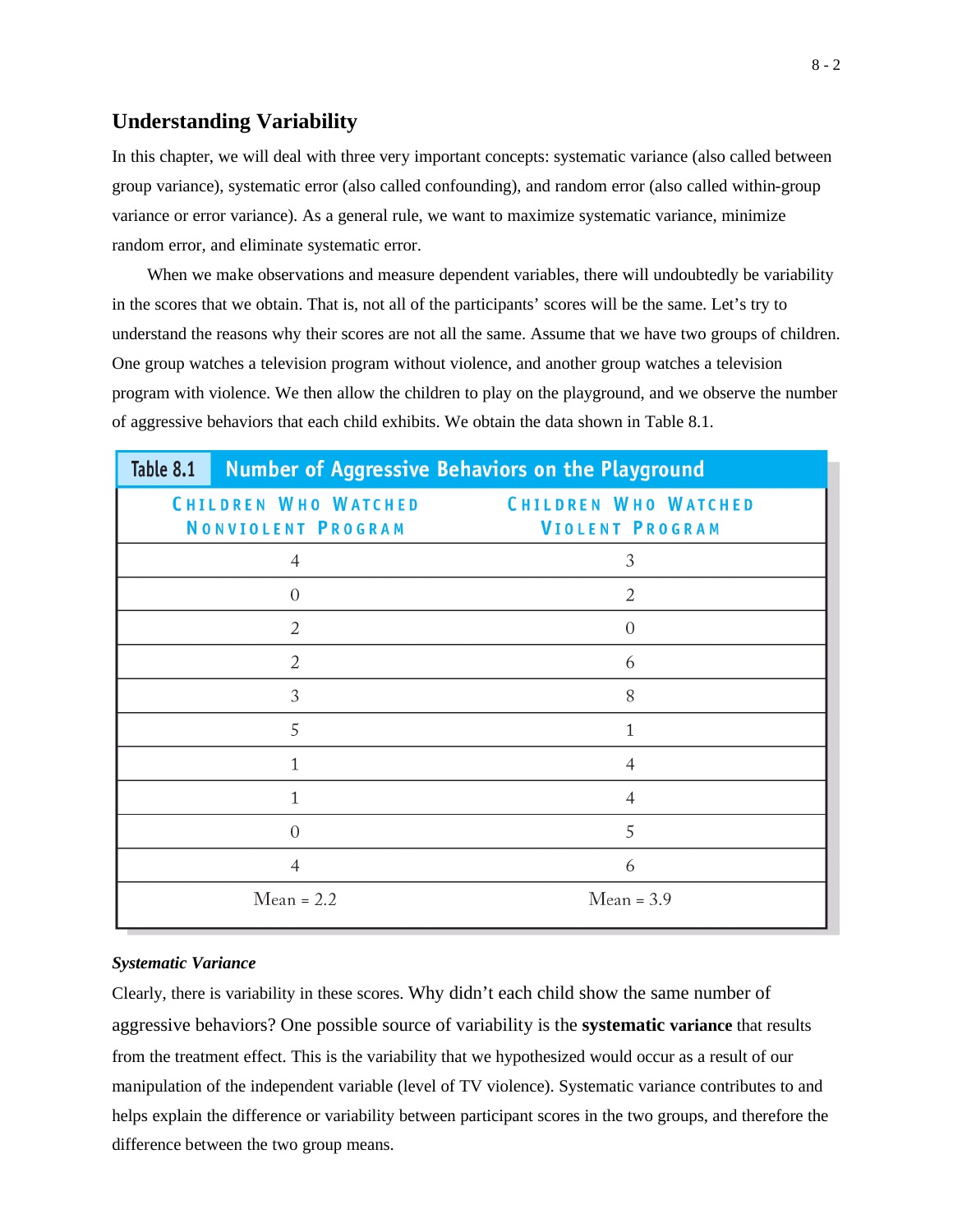## Understanding Variability

In this chapter, we will deal with three very important concepts: systematic variance (also called between group variance), systematic error (also called confounding), and random error (also called within-group variance or error variance). As a general rule, we want to maximize systematic variance, minimize random error, and eliminate systematic error.

When we make observations and measure dependent variables, there will undoubtedly be variability in the scores that we obtain. That is, not all of the participants' scores will be the same. Let's try to understand the reasons why their scores are not all the same. Assume that we have two groups of children. One group watches a television program without violence, and another group watches a television program with violence. We then allow the children to play on the playground, and we observe the number of aggressive behaviors that each child exhibits. We obtain the data shown in Table 8.1.

**Table 8.1 Number of Aggressive Behaviors on the Playground**

| Children Who Watched Nonviolent Program | Children Who Watched Violent Program |
|---|---|
| 4 | 3 |
| 0 | 2 |
| 2 | 0 |
| 2 | 6 |
| 3 | 8 |
| 5 | 1 |
| 1 | 4 |
| 1 | 4 |
| 0 | 5 |
| 4 | 6 |
| Mean = 2.2 | Mean = 3.9 |

### *Systematic Variance*

Clearly, there is variability in these scores. Why didn't each child show the same number of aggressive behaviors? One possible source of variability is the **systematic variance** that results from the treatment effect. This is the variability that we hypothesized would occur as a result of our manipulation of the independent variable (level of TV violence). Systematic variance contributes to and helps explain the difference or variability between participant scores in the two groups, and therefore the difference between the two group means.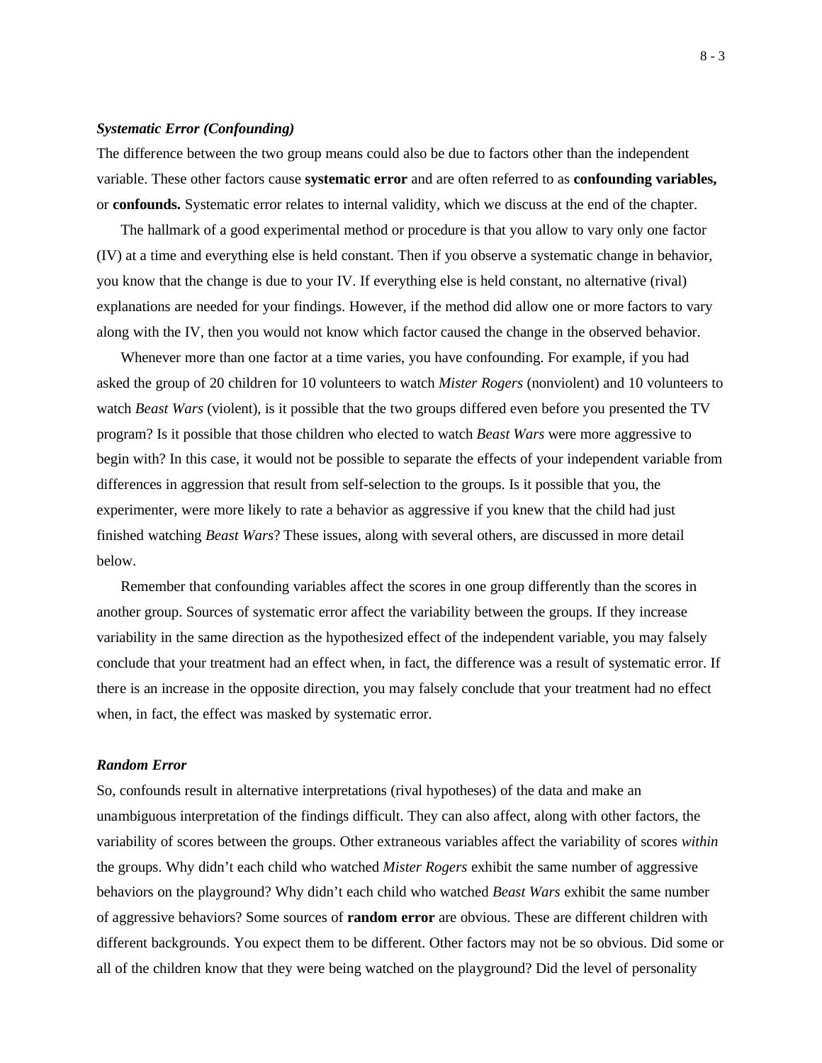### *Systematic Error (Confounding)*

The difference between the two group means could also be due to factors other than the independent variable. These other factors cause **systematic error** and are often referred to as **confounding variables,** or **confounds.** Systematic error relates to internal validity, which we discuss at the end of the chapter.

The hallmark of a good experimental method or procedure is that you allow to vary only one factor (IV) at a time and everything else is held constant. Then if you observe a systematic change in behavior, you know that the change is due to your IV. If everything else is held constant, no alternative (rival) explanations are needed for your findings. However, if the method did allow one or more factors to vary along with the IV, then you would not know which factor caused the change in the observed behavior.

Whenever more than one factor at a time varies, you have confounding. For example, if you had asked the group of 20 children for 10 volunteers to watch *Mister Rogers* (nonviolent) and 10 volunteers to watch *Beast Wars* (violent), is it possible that the two groups differed even before you presented the TV program? Is it possible that those children who elected to watch *Beast Wars* were more aggressive to begin with? In this case, it would not be possible to separate the effects of your independent variable from differences in aggression that result from self-selection to the groups. Is it possible that you, the experimenter, were more likely to rate a behavior as aggressive if you knew that the child had just finished watching *Beast Wars*? These issues, along with several others, are discussed in more detail below.

Remember that confounding variables affect the scores in one group differently than the scores in another group. Sources of systematic error affect the variability between the groups. If they increase variability in the same direction as the hypothesized effect of the independent variable, you may falsely conclude that your treatment had an effect when, in fact, the difference was a result of systematic error. If there is an increase in the opposite direction, you may falsely conclude that your treatment had no effect when, in fact, the effect was masked by systematic error.

### *Random Error*

So, confounds result in alternative interpretations (rival hypotheses) of the data and make an unambiguous interpretation of the findings difficult. They can also affect, along with other factors, the variability of scores between the groups. Other extraneous variables affect the variability of scores *within* the groups. Why didn't each child who watched *Mister Rogers* exhibit the same number of aggressive behaviors on the playground? Why didn't each child who watched *Beast Wars* exhibit the same number of aggressive behaviors? Some sources of **random error** are obvious. These are different children with different backgrounds. You expect them to be different. Other factors may not be so obvious. Did some or all of the children know that they were being watched on the playground? Did the level of personality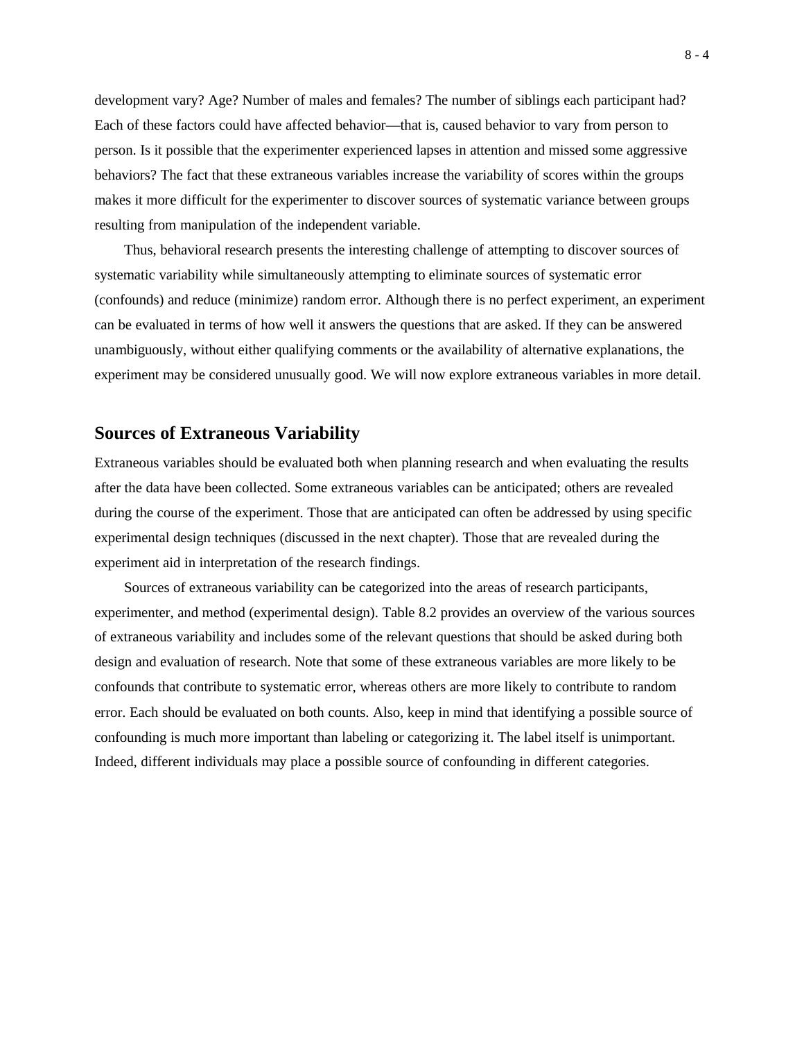development vary? Age? Number of males and females? The number of siblings each participant had? Each of these factors could have affected behavior—that is, caused behavior to vary from person to person. Is it possible that the experimenter experienced lapses in attention and missed some aggressive behaviors? The fact that these extraneous variables increase the variability of scores within the groups makes it more difficult for the experimenter to discover sources of systematic variance between groups resulting from manipulation of the independent variable.

Thus, behavioral research presents the interesting challenge of attempting to discover sources of systematic variability while simultaneously attempting to eliminate sources of systematic error (confounds) and reduce (minimize) random error. Although there is no perfect experiment, an experiment can be evaluated in terms of how well it answers the questions that are asked. If they can be answered unambiguously, without either qualifying comments or the availability of alternative explanations, the experiment may be considered unusually good. We will now explore extraneous variables in more detail.

## Sources of Extraneous Variability

Extraneous variables should be evaluated both when planning research and when evaluating the results after the data have been collected. Some extraneous variables can be anticipated; others are revealed during the course of the experiment. Those that are anticipated can often be addressed by using specific experimental design techniques (discussed in the next chapter). Those that are revealed during the experiment aid in interpretation of the research findings.

Sources of extraneous variability can be categorized into the areas of research participants, experimenter, and method (experimental design). Table 8.2 provides an overview of the various sources of extraneous variability and includes some of the relevant questions that should be asked during both design and evaluation of research. Note that some of these extraneous variables are more likely to be confounds that contribute to systematic error, whereas others are more likely to contribute to random error. Each should be evaluated on both counts. Also, keep in mind that identifying a possible source of confounding is much more important than labeling or categorizing it. The label itself is unimportant. Indeed, different individuals may place a possible source of confounding in different categories.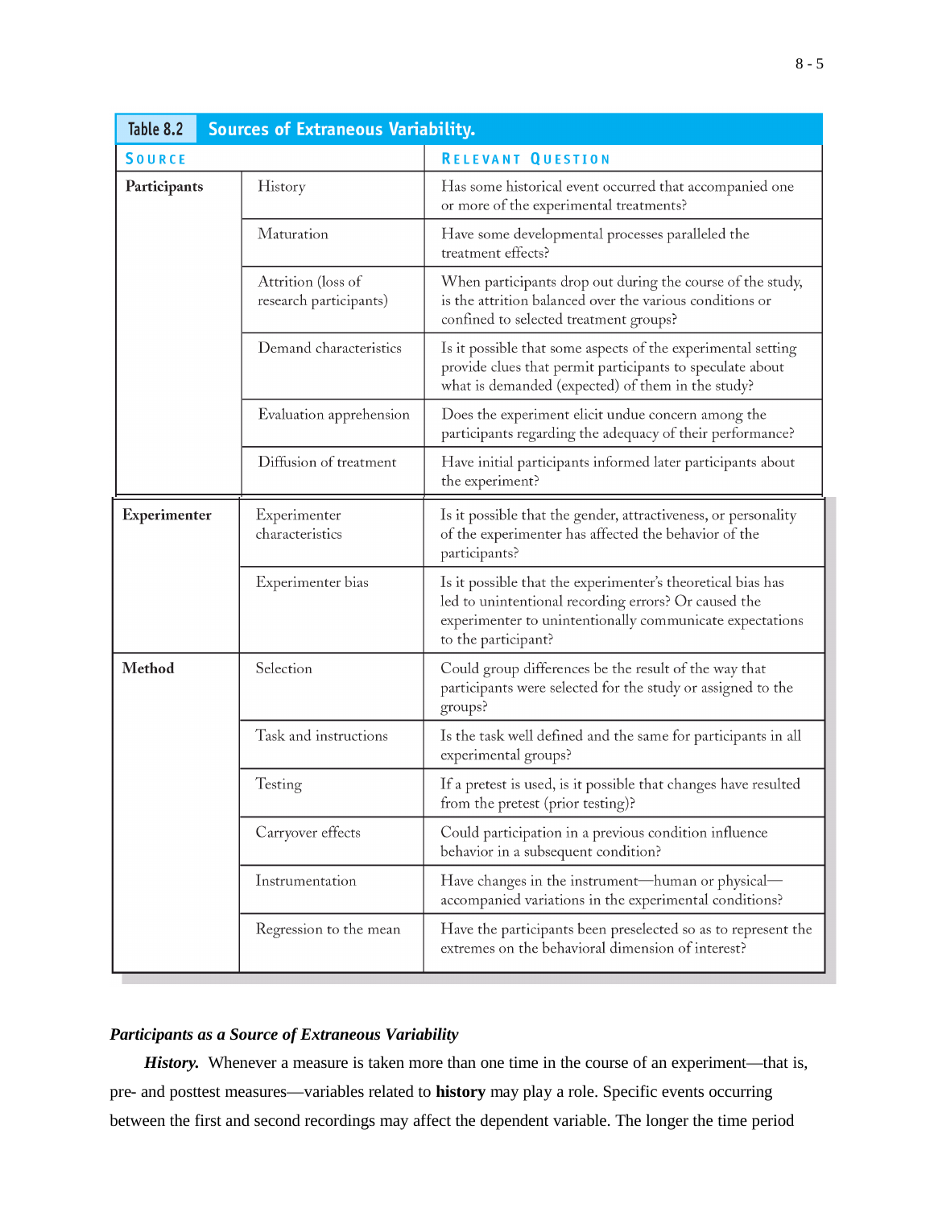**Table 8.2 Sources of Extraneous Variability.**

| Source | | Relevant Question |
|---|---|---|
| **Participants** | History | Has some historical event occurred that accompanied one or more of the experimental treatments? |
| | Maturation | Have some developmental processes paralleled the treatment effects? |
| | Attrition (loss of research participants) | When participants drop out during the course of the study, is the attrition balanced over the various conditions or confined to selected treatment groups? |
| | Demand characteristics | Is it possible that some aspects of the experimental setting provide clues that permit participants to speculate about what is demanded (expected) of them in the study? |
| | Evaluation apprehension | Does the experiment elicit undue concern among the participants regarding the adequacy of their performance? |
| | Diffusion of treatment | Have initial participants informed later participants about the experiment? |
| **Experimenter** | Experimenter characteristics | Is it possible that the gender, attractiveness, or personality of the experimenter has affected the behavior of the participants? |
| | Experimenter bias | Is it possible that the experimenter's theoretical bias has led to unintentional recording errors? Or caused the experimenter to unintentionally communicate expectations to the participant? |
| **Method** | Selection | Could group differences be the result of the way that participants were selected for the study or assigned to the groups? |
| | Task and instructions | Is the task well defined and the same for participants in all experimental groups? |
| | Testing | If a pretest is used, is it possible that changes have resulted from the pretest (prior testing)? |
| | Carryover effects | Could participation in a previous condition influence behavior in a subsequent condition? |
| | Instrumentation | Have changes in the instrument—human or physical—accompanied variations in the experimental conditions? |
| | Regression to the mean | Have the participants been preselected so as to represent the extremes on the behavioral dimension of interest? |

### *Participants as a Source of Extraneous Variability*

***History.*** Whenever a measure is taken more than one time in the course of an experiment—that is, pre- and posttest measures—variables related to **history** may play a role. Specific events occurring between the first and second recordings may affect the dependent variable. The longer the time period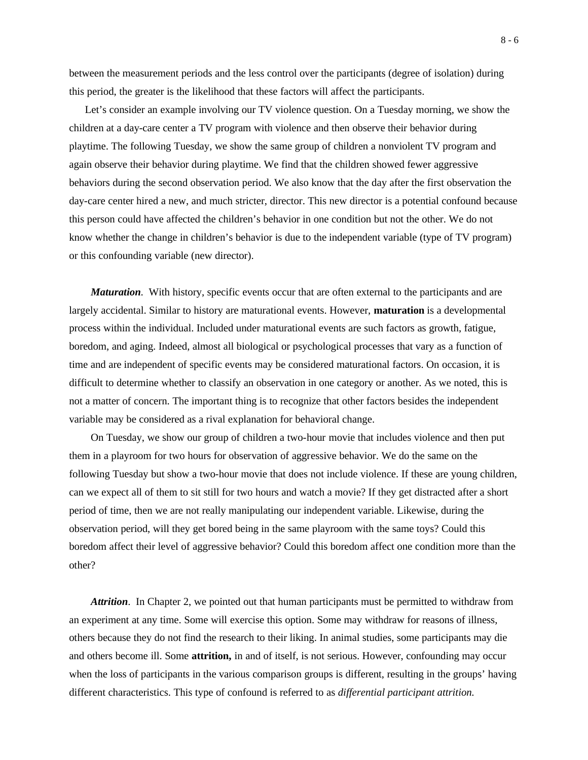between the measurement periods and the less control over the participants (degree of isolation) during this period, the greater is the likelihood that these factors will affect the participants.

Let's consider an example involving our TV violence question. On a Tuesday morning, we show the children at a day-care center a TV program with violence and then observe their behavior during playtime. The following Tuesday, we show the same group of children a nonviolent TV program and again observe their behavior during playtime. We find that the children showed fewer aggressive behaviors during the second observation period. We also know that the day after the first observation the day-care center hired a new, and much stricter, director. This new director is a potential confound because this person could have affected the children's behavior in one condition but not the other. We do not know whether the change in children's behavior is due to the independent variable (type of TV program) or this confounding variable (new director).

***Maturation***. With history, specific events occur that are often external to the participants and are largely accidental. Similar to history are maturational events. However, **maturation** is a developmental process within the individual. Included under maturational events are such factors as growth, fatigue, boredom, and aging. Indeed, almost all biological or psychological processes that vary as a function of time and are independent of specific events may be considered maturational factors. On occasion, it is difficult to determine whether to classify an observation in one category or another. As we noted, this is not a matter of concern. The important thing is to recognize that other factors besides the independent variable may be considered as a rival explanation for behavioral change.

On Tuesday, we show our group of children a two-hour movie that includes violence and then put them in a playroom for two hours for observation of aggressive behavior. We do the same on the following Tuesday but show a two-hour movie that does not include violence. If these are young children, can we expect all of them to sit still for two hours and watch a movie? If they get distracted after a short period of time, then we are not really manipulating our independent variable. Likewise, during the observation period, will they get bored being in the same playroom with the same toys? Could this boredom affect their level of aggressive behavior? Could this boredom affect one condition more than the other?

***Attrition***. In Chapter 2, we pointed out that human participants must be permitted to withdraw from an experiment at any time. Some will exercise this option. Some may withdraw for reasons of illness, others because they do not find the research to their liking. In animal studies, some participants may die and others become ill. Some **attrition,** in and of itself, is not serious. However, confounding may occur when the loss of participants in the various comparison groups is different, resulting in the groups' having different characteristics. This type of confound is referred to as *differential participant attrition.*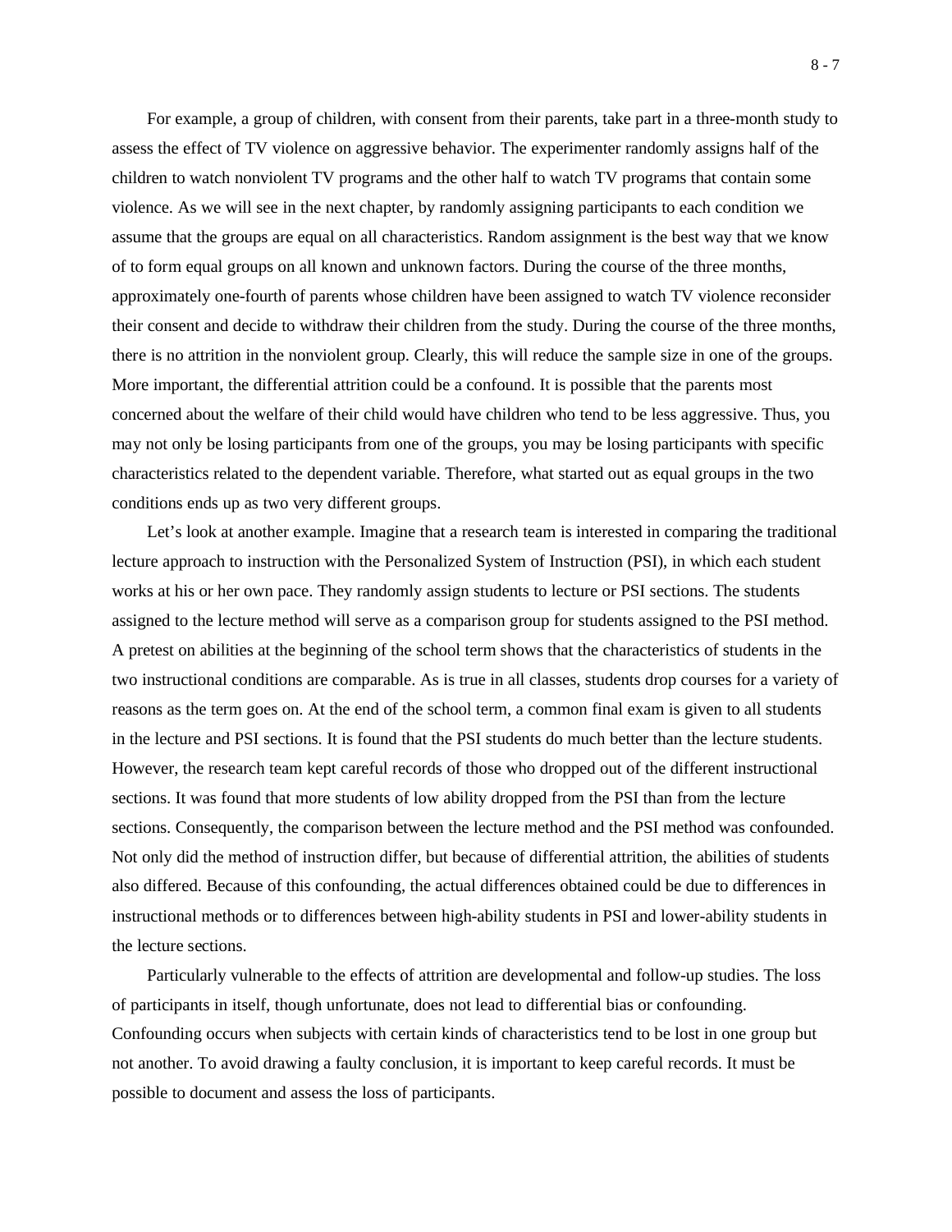For example, a group of children, with consent from their parents, take part in a three-month study to assess the effect of TV violence on aggressive behavior. The experimenter randomly assigns half of the children to watch nonviolent TV programs and the other half to watch TV programs that contain some violence. As we will see in the next chapter, by randomly assigning participants to each condition we assume that the groups are equal on all characteristics. Random assignment is the best way that we know of to form equal groups on all known and unknown factors. During the course of the three months, approximately one-fourth of parents whose children have been assigned to watch TV violence reconsider their consent and decide to withdraw their children from the study. During the course of the three months, there is no attrition in the nonviolent group. Clearly, this will reduce the sample size in one of the groups. More important, the differential attrition could be a confound. It is possible that the parents most concerned about the welfare of their child would have children who tend to be less aggressive. Thus, you may not only be losing participants from one of the groups, you may be losing participants with specific characteristics related to the dependent variable. Therefore, what started out as equal groups in the two conditions ends up as two very different groups.

Let's look at another example. Imagine that a research team is interested in comparing the traditional lecture approach to instruction with the Personalized System of Instruction (PSI), in which each student works at his or her own pace. They randomly assign students to lecture or PSI sections. The students assigned to the lecture method will serve as a comparison group for students assigned to the PSI method. A pretest on abilities at the beginning of the school term shows that the characteristics of students in the two instructional conditions are comparable. As is true in all classes, students drop courses for a variety of reasons as the term goes on. At the end of the school term, a common final exam is given to all students in the lecture and PSI sections. It is found that the PSI students do much better than the lecture students. However, the research team kept careful records of those who dropped out of the different instructional sections. It was found that more students of low ability dropped from the PSI than from the lecture sections. Consequently, the comparison between the lecture method and the PSI method was confounded. Not only did the method of instruction differ, but because of differential attrition, the abilities of students also differed. Because of this confounding, the actual differences obtained could be due to differences in instructional methods or to differences between high-ability students in PSI and lower-ability students in the lecture sections.

Particularly vulnerable to the effects of attrition are developmental and follow-up studies. The loss of participants in itself, though unfortunate, does not lead to differential bias or confounding. Confounding occurs when subjects with certain kinds of characteristics tend to be lost in one group but not another. To avoid drawing a faulty conclusion, it is important to keep careful records. It must be possible to document and assess the loss of participants.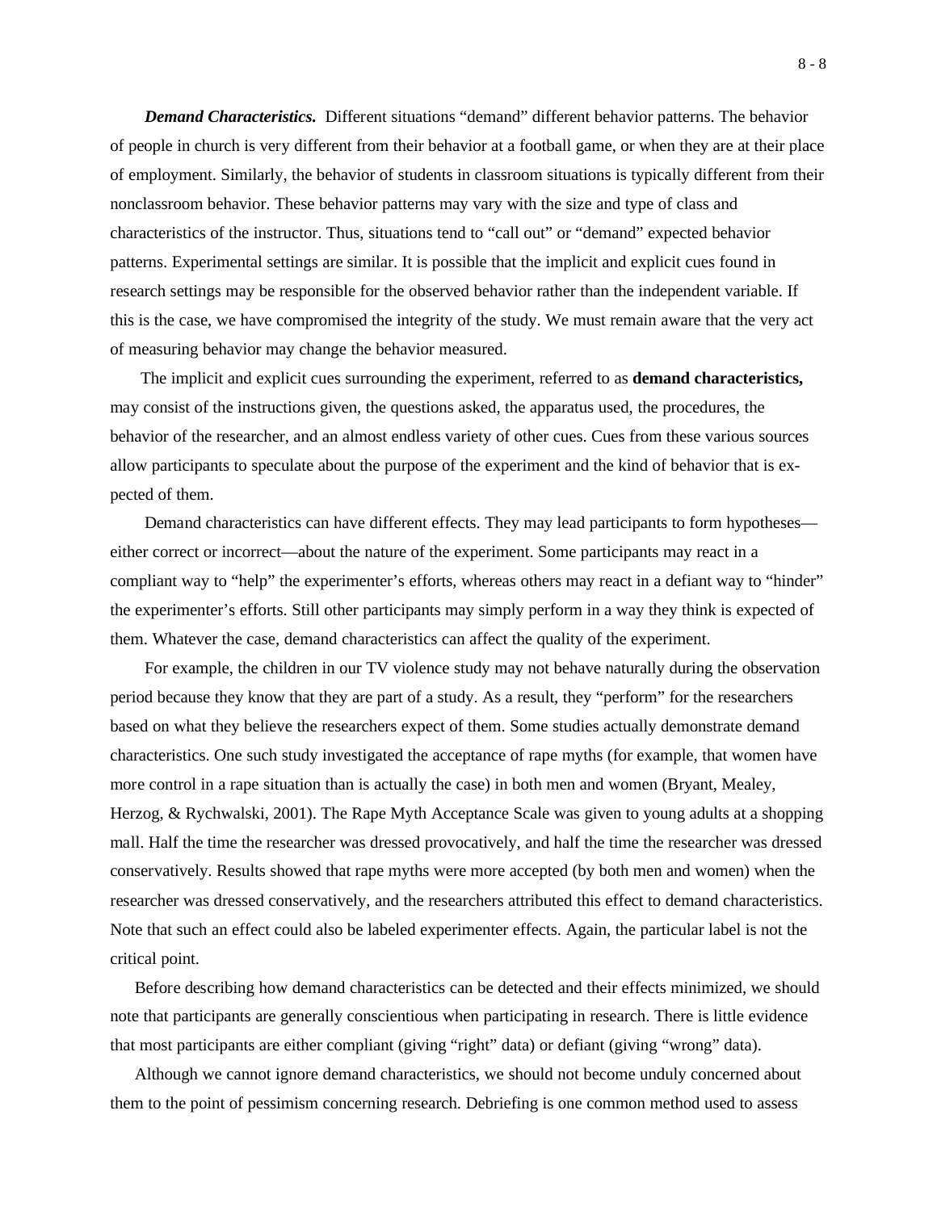***Demand Characteristics.*** Different situations "demand" different behavior patterns. The behavior of people in church is very different from their behavior at a football game, or when they are at their place of employment. Similarly, the behavior of students in classroom situations is typically different from their nonclassroom behavior. These behavior patterns may vary with the size and type of class and characteristics of the instructor. Thus, situations tend to "call out" or "demand" expected behavior patterns. Experimental settings are similar. It is possible that the implicit and explicit cues found in research settings may be responsible for the observed behavior rather than the independent variable. If this is the case, we have compromised the integrity of the study. We must remain aware that the very act of measuring behavior may change the behavior measured.

The implicit and explicit cues surrounding the experiment, referred to as **demand characteristics,** may consist of the instructions given, the questions asked, the apparatus used, the procedures, the behavior of the researcher, and an almost endless variety of other cues. Cues from these various sources allow participants to speculate about the purpose of the experiment and the kind of behavior that is expected of them.

Demand characteristics can have different effects. They may lead participants to form hypotheses—either correct or incorrect—about the nature of the experiment. Some participants may react in a compliant way to "help" the experimenter's efforts, whereas others may react in a defiant way to "hinder" the experimenter's efforts. Still other participants may simply perform in a way they think is expected of them. Whatever the case, demand characteristics can affect the quality of the experiment.

For example, the children in our TV violence study may not behave naturally during the observation period because they know that they are part of a study. As a result, they "perform" for the researchers based on what they believe the researchers expect of them. Some studies actually demonstrate demand characteristics. One such study investigated the acceptance of rape myths (for example, that women have more control in a rape situation than is actually the case) in both men and women (Bryant, Mealey, Herzog, & Rychwalski, 2001). The Rape Myth Acceptance Scale was given to young adults at a shopping mall. Half the time the researcher was dressed provocatively, and half the time the researcher was dressed conservatively. Results showed that rape myths were more accepted (by both men and women) when the researcher was dressed conservatively, and the researchers attributed this effect to demand characteristics. Note that such an effect could also be labeled experimenter effects. Again, the particular label is not the critical point.

Before describing how demand characteristics can be detected and their effects minimized, we should note that participants are generally conscientious when participating in research. There is little evidence that most participants are either compliant (giving "right" data) or defiant (giving "wrong" data).

Although we cannot ignore demand characteristics, we should not become unduly concerned about them to the point of pessimism concerning research. Debriefing is one common method used to assess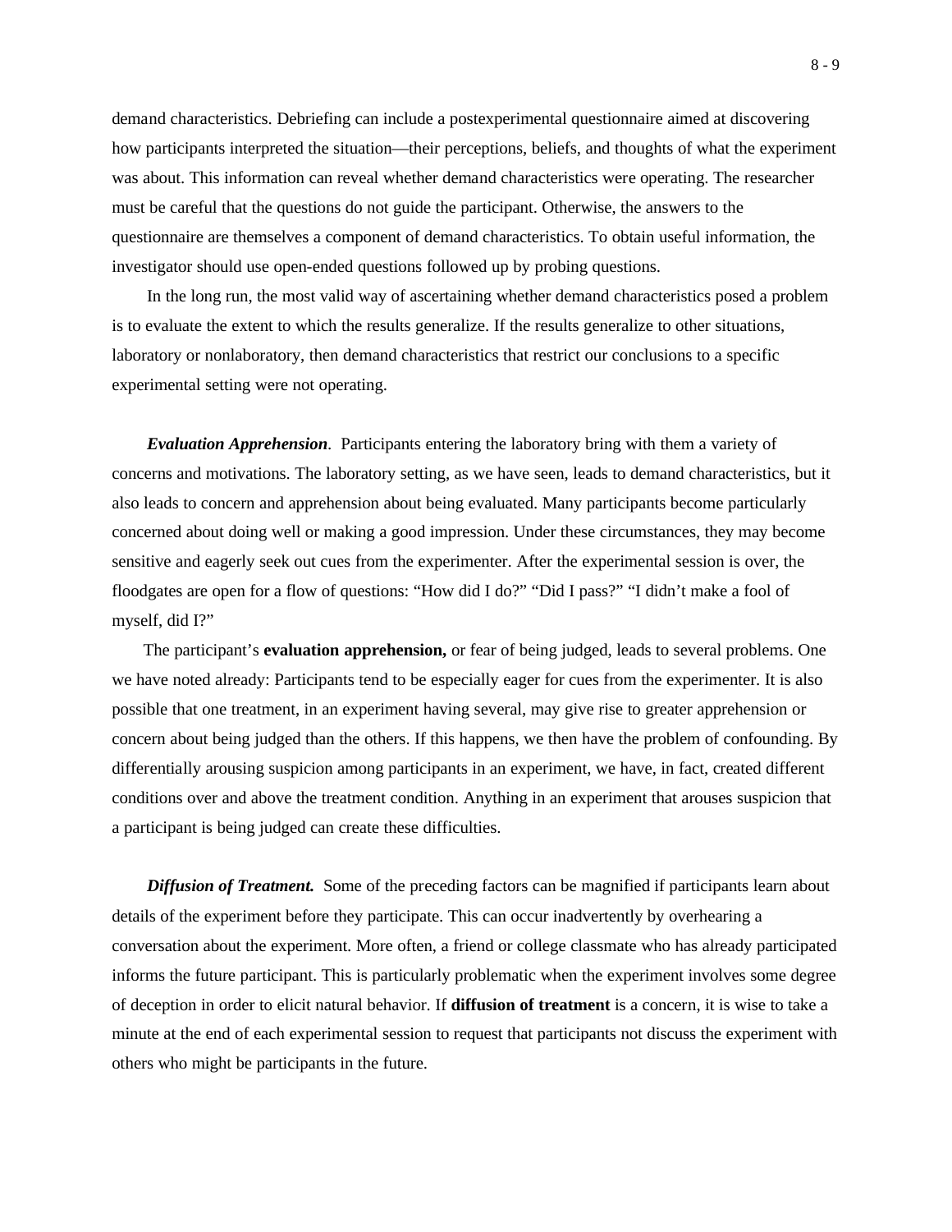demand characteristics. Debriefing can include a postexperimental questionnaire aimed at discovering how participants interpreted the situation—their perceptions, beliefs, and thoughts of what the experiment was about. This information can reveal whether demand characteristics were operating. The researcher must be careful that the questions do not guide the participant. Otherwise, the answers to the questionnaire are themselves a component of demand characteristics. To obtain useful information, the investigator should use open-ended questions followed up by probing questions.

In the long run, the most valid way of ascertaining whether demand characteristics posed a problem is to evaluate the extent to which the results generalize. If the results generalize to other situations, laboratory or nonlaboratory, then demand characteristics that restrict our conclusions to a specific experimental setting were not operating.

***Evaluation Apprehension***. Participants entering the laboratory bring with them a variety of concerns and motivations. The laboratory setting, as we have seen, leads to demand characteristics, but it also leads to concern and apprehension about being evaluated. Many participants become particularly concerned about doing well or making a good impression. Under these circumstances, they may become sensitive and eagerly seek out cues from the experimenter. After the experimental session is over, the floodgates are open for a flow of questions: "How did I do?" "Did I pass?" "I didn't make a fool of myself, did I?"

The participant's **evaluation apprehension,** or fear of being judged, leads to several problems. One we have noted already: Participants tend to be especially eager for cues from the experimenter. It is also possible that one treatment, in an experiment having several, may give rise to greater apprehension or concern about being judged than the others. If this happens, we then have the problem of confounding. By differentially arousing suspicion among participants in an experiment, we have, in fact, created different conditions over and above the treatment condition. Anything in an experiment that arouses suspicion that a participant is being judged can create these difficulties.

***Diffusion of Treatment.*** Some of the preceding factors can be magnified if participants learn about details of the experiment before they participate. This can occur inadvertently by overhearing a conversation about the experiment. More often, a friend or college classmate who has already participated informs the future participant. This is particularly problematic when the experiment involves some degree of deception in order to elicit natural behavior. If **diffusion of treatment** is a concern, it is wise to take a minute at the end of each experimental session to request that participants not discuss the experiment with others who might be participants in the future.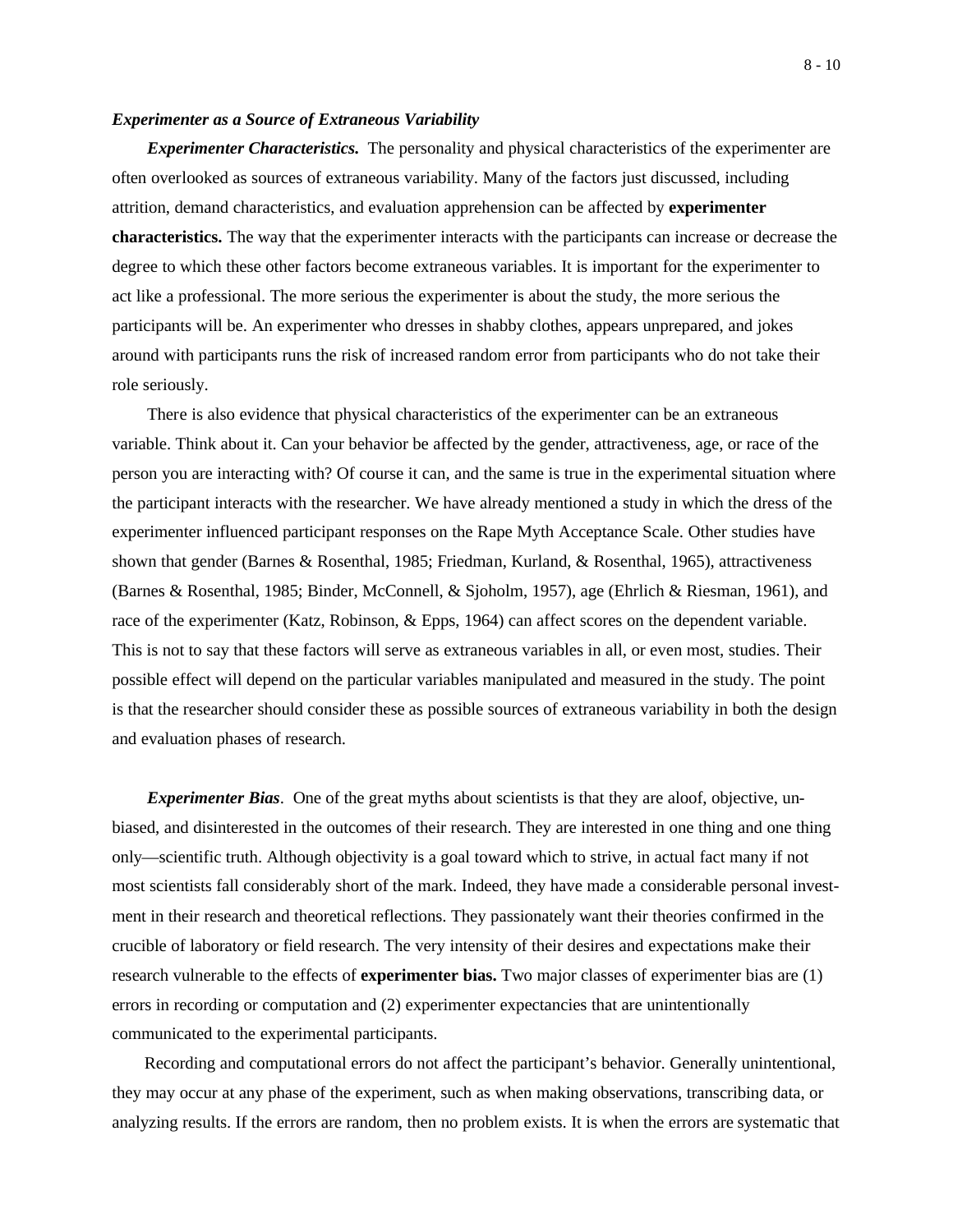### *Experimenter as a Source of Extraneous Variability*

***Experimenter Characteristics.*** The personality and physical characteristics of the experimenter are often overlooked as sources of extraneous variability. Many of the factors just discussed, including attrition, demand characteristics, and evaluation apprehension can be affected by **experimenter characteristics.** The way that the experimenter interacts with the participants can increase or decrease the degree to which these other factors become extraneous variables. It is important for the experimenter to act like a professional. The more serious the experimenter is about the study, the more serious the participants will be. An experimenter who dresses in shabby clothes, appears unprepared, and jokes around with participants runs the risk of increased random error from participants who do not take their role seriously.

There is also evidence that physical characteristics of the experimenter can be an extraneous variable. Think about it. Can your behavior be affected by the gender, attractiveness, age, or race of the person you are interacting with? Of course it can, and the same is true in the experimental situation where the participant interacts with the researcher. We have already mentioned a study in which the dress of the experimenter influenced participant responses on the Rape Myth Acceptance Scale. Other studies have shown that gender (Barnes & Rosenthal, 1985; Friedman, Kurland, & Rosenthal, 1965), attractiveness (Barnes & Rosenthal, 1985; Binder, McConnell, & Sjoholm, 1957), age (Ehrlich & Riesman, 1961), and race of the experimenter (Katz, Robinson, & Epps, 1964) can affect scores on the dependent variable. This is not to say that these factors will serve as extraneous variables in all, or even most, studies. Their possible effect will depend on the particular variables manipulated and measured in the study. The point is that the researcher should consider these as possible sources of extraneous variability in both the design and evaluation phases of research.

***Experimenter Bias***. One of the great myths about scientists is that they are aloof, objective, unbiased, and disinterested in the outcomes of their research. They are interested in one thing and one thing only—scientific truth. Although objectivity is a goal toward which to strive, in actual fact many if not most scientists fall considerably short of the mark. Indeed, they have made a considerable personal investment in their research and theoretical reflections. They passionately want their theories confirmed in the crucible of laboratory or field research. The very intensity of their desires and expectations make their research vulnerable to the effects of **experimenter bias.** Two major classes of experimenter bias are (1) errors in recording or computation and (2) experimenter expectancies that are unintentionally communicated to the experimental participants.

Recording and computational errors do not affect the participant's behavior. Generally unintentional, they may occur at any phase of the experiment, such as when making observations, transcribing data, or analyzing results. If the errors are random, then no problem exists. It is when the errors are systematic that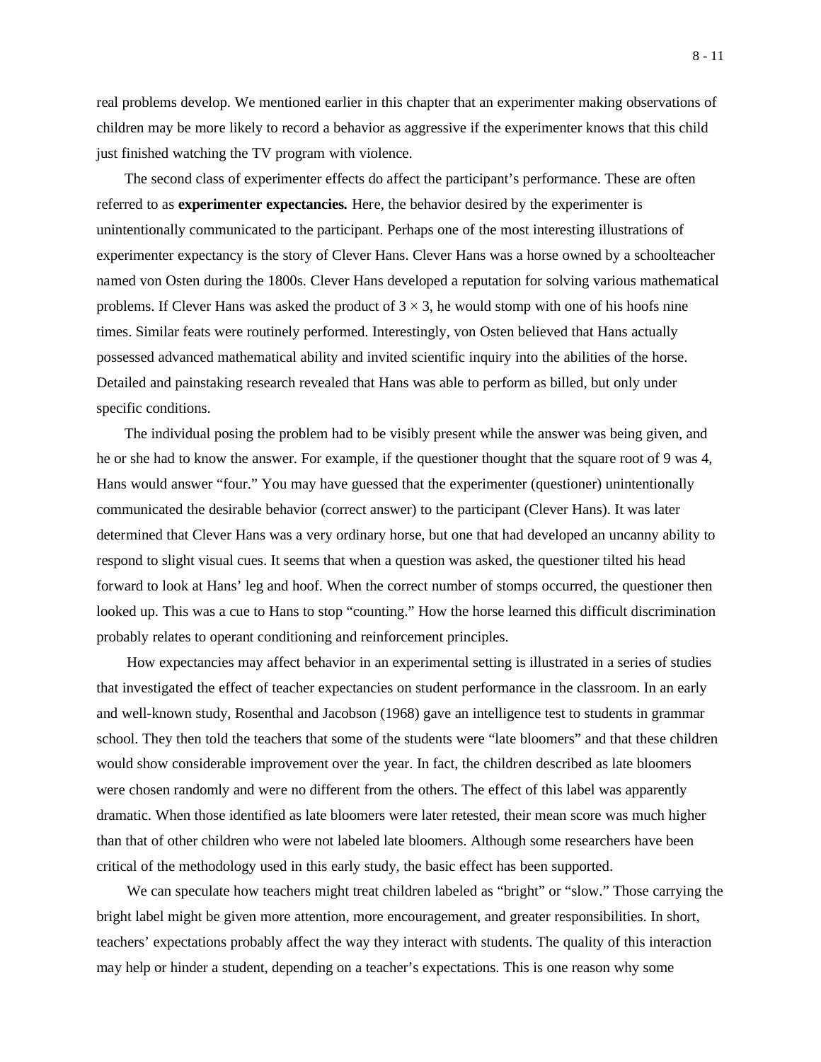real problems develop. We mentioned earlier in this chapter that an experimenter making observations of children may be more likely to record a behavior as aggressive if the experimenter knows that this child just finished watching the TV program with violence.

The second class of experimenter effects do affect the participant's performance. These are often referred to as **experimenter expectancies.** Here, the behavior desired by the experimenter is unintentionally communicated to the participant. Perhaps one of the most interesting illustrations of experimenter expectancy is the story of Clever Hans. Clever Hans was a horse owned by a schoolteacher named von Osten during the 1800s. Clever Hans developed a reputation for solving various mathematical problems. If Clever Hans was asked the product of $3 \times 3$, he would stomp with one of his hoofs nine times. Similar feats were routinely performed. Interestingly, von Osten believed that Hans actually possessed advanced mathematical ability and invited scientific inquiry into the abilities of the horse. Detailed and painstaking research revealed that Hans was able to perform as billed, but only under specific conditions.

The individual posing the problem had to be visibly present while the answer was being given, and he or she had to know the answer. For example, if the questioner thought that the square root of 9 was 4, Hans would answer "four." You may have guessed that the experimenter (questioner) unintentionally communicated the desirable behavior (correct answer) to the participant (Clever Hans). It was later determined that Clever Hans was a very ordinary horse, but one that had developed an uncanny ability to respond to slight visual cues. It seems that when a question was asked, the questioner tilted his head forward to look at Hans' leg and hoof. When the correct number of stomps occurred, the questioner then looked up. This was a cue to Hans to stop "counting." How the horse learned this difficult discrimination probably relates to operant conditioning and reinforcement principles.

How expectancies may affect behavior in an experimental setting is illustrated in a series of studies that investigated the effect of teacher expectancies on student performance in the classroom. In an early and well-known study, Rosenthal and Jacobson (1968) gave an intelligence test to students in grammar school. They then told the teachers that some of the students were "late bloomers" and that these children would show considerable improvement over the year. In fact, the children described as late bloomers were chosen randomly and were no different from the others. The effect of this label was apparently dramatic. When those identified as late bloomers were later retested, their mean score was much higher than that of other children who were not labeled late bloomers. Although some researchers have been critical of the methodology used in this early study, the basic effect has been supported.

We can speculate how teachers might treat children labeled as "bright" or "slow." Those carrying the bright label might be given more attention, more encouragement, and greater responsibilities. In short, teachers' expectations probably affect the way they interact with students. The quality of this interaction may help or hinder a student, depending on a teacher's expectations. This is one reason why some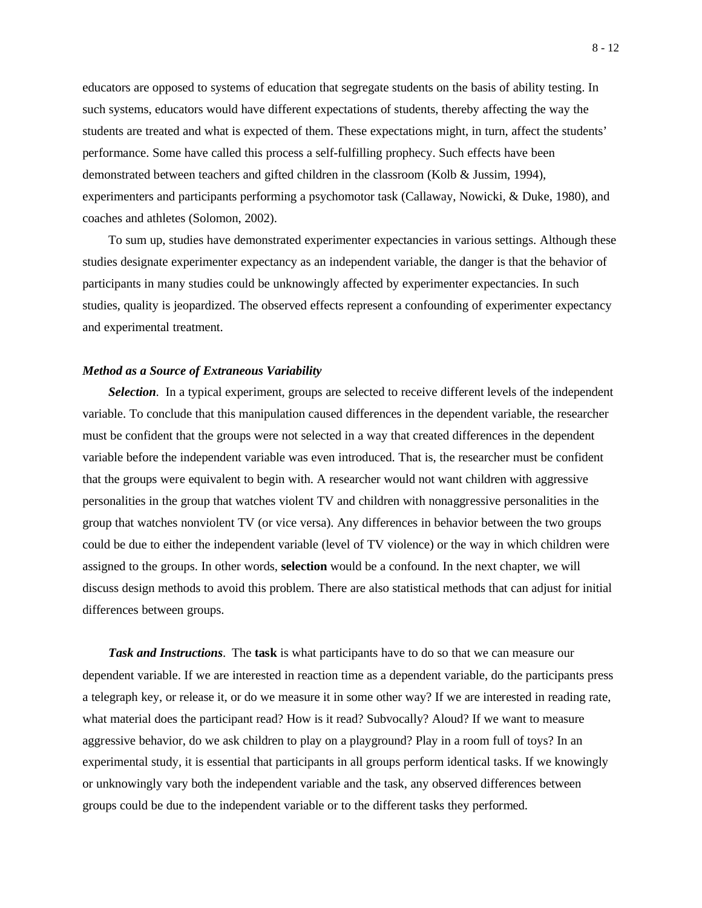educators are opposed to systems of education that segregate students on the basis of ability testing. In such systems, educators would have different expectations of students, thereby affecting the way the students are treated and what is expected of them. These expectations might, in turn, affect the students' performance. Some have called this process a self-fulfilling prophecy. Such effects have been demonstrated between teachers and gifted children in the classroom (Kolb & Jussim, 1994), experimenters and participants performing a psychomotor task (Callaway, Nowicki, & Duke, 1980), and coaches and athletes (Solomon, 2002).

To sum up, studies have demonstrated experimenter expectancies in various settings. Although these studies designate experimenter expectancy as an independent variable, the danger is that the behavior of participants in many studies could be unknowingly affected by experimenter expectancies. In such studies, quality is jeopardized. The observed effects represent a confounding of experimenter expectancy and experimental treatment.

### *Method as a Source of Extraneous Variability*

***Selection***. In a typical experiment, groups are selected to receive different levels of the independent variable. To conclude that this manipulation caused differences in the dependent variable, the researcher must be confident that the groups were not selected in a way that created differences in the dependent variable before the independent variable was even introduced. That is, the researcher must be confident that the groups were equivalent to begin with. A researcher would not want children with aggressive personalities in the group that watches violent TV and children with nonaggressive personalities in the group that watches nonviolent TV (or vice versa). Any differences in behavior between the two groups could be due to either the independent variable (level of TV violence) or the way in which children were assigned to the groups. In other words, **selection** would be a confound. In the next chapter, we will discuss design methods to avoid this problem. There are also statistical methods that can adjust for initial differences between groups.

***Task and Instructions***. The **task** is what participants have to do so that we can measure our dependent variable. If we are interested in reaction time as a dependent variable, do the participants press a telegraph key, or release it, or do we measure it in some other way? If we are interested in reading rate, what material does the participant read? How is it read? Subvocally? Aloud? If we want to measure aggressive behavior, do we ask children to play on a playground? Play in a room full of toys? In an experimental study, it is essential that participants in all groups perform identical tasks. If we knowingly or unknowingly vary both the independent variable and the task, any observed differences between groups could be due to the independent variable or to the different tasks they performed.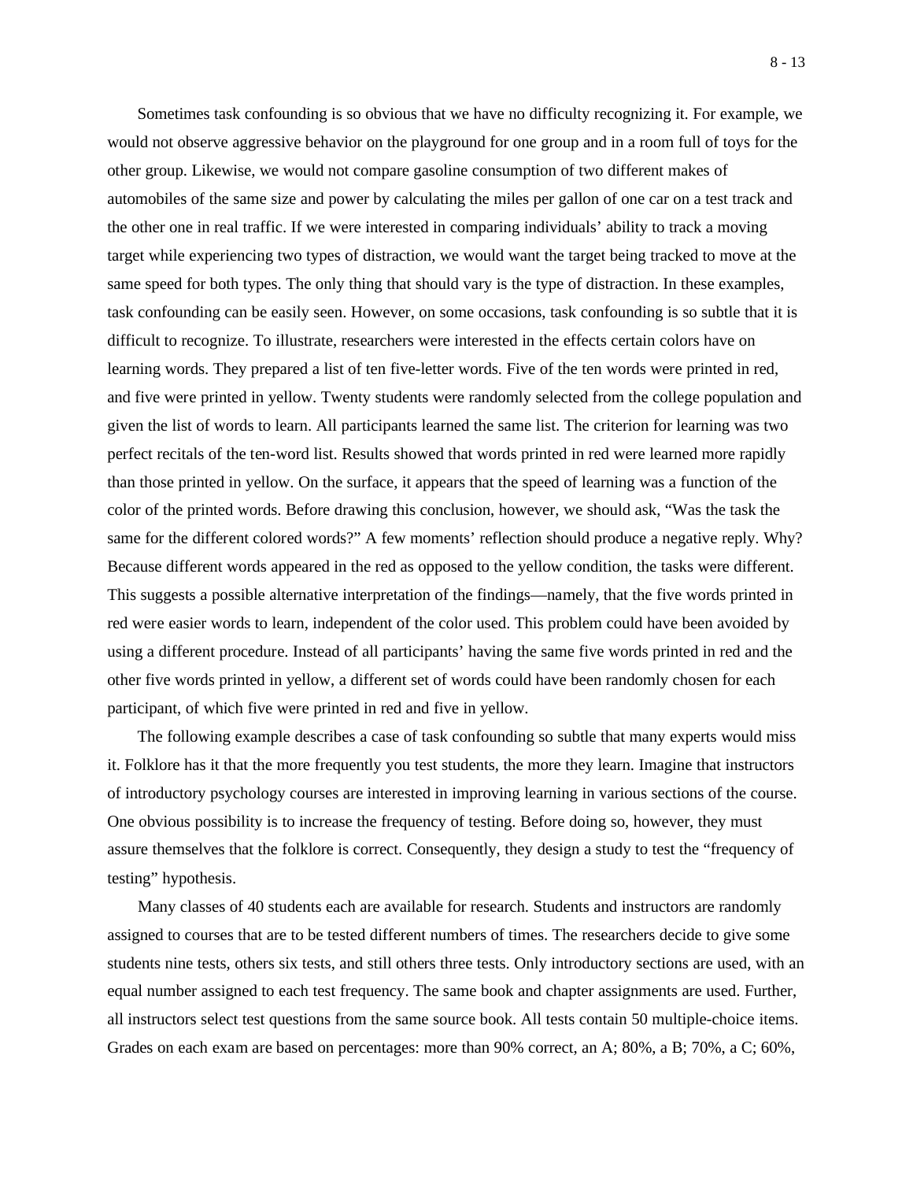Sometimes task confounding is so obvious that we have no difficulty recognizing it. For example, we would not observe aggressive behavior on the playground for one group and in a room full of toys for the other group. Likewise, we would not compare gasoline consumption of two different makes of automobiles of the same size and power by calculating the miles per gallon of one car on a test track and the other one in real traffic. If we were interested in comparing individuals' ability to track a moving target while experiencing two types of distraction, we would want the target being tracked to move at the same speed for both types. The only thing that should vary is the type of distraction. In these examples, task confounding can be easily seen. However, on some occasions, task confounding is so subtle that it is difficult to recognize. To illustrate, researchers were interested in the effects certain colors have on learning words. They prepared a list of ten five-letter words. Five of the ten words were printed in red, and five were printed in yellow. Twenty students were randomly selected from the college population and given the list of words to learn. All participants learned the same list. The criterion for learning was two perfect recitals of the ten-word list. Results showed that words printed in red were learned more rapidly than those printed in yellow. On the surface, it appears that the speed of learning was a function of the color of the printed words. Before drawing this conclusion, however, we should ask, "Was the task the same for the different colored words?" A few moments' reflection should produce a negative reply. Why? Because different words appeared in the red as opposed to the yellow condition, the tasks were different. This suggests a possible alternative interpretation of the findings—namely, that the five words printed in red were easier words to learn, independent of the color used. This problem could have been avoided by using a different procedure. Instead of all participants' having the same five words printed in red and the other five words printed in yellow, a different set of words could have been randomly chosen for each participant, of which five were printed in red and five in yellow.

The following example describes a case of task confounding so subtle that many experts would miss it. Folklore has it that the more frequently you test students, the more they learn. Imagine that instructors of introductory psychology courses are interested in improving learning in various sections of the course. One obvious possibility is to increase the frequency of testing. Before doing so, however, they must assure themselves that the folklore is correct. Consequently, they design a study to test the "frequency of testing" hypothesis.

Many classes of 40 students each are available for research. Students and instructors are randomly assigned to courses that are to be tested different numbers of times. The researchers decide to give some students nine tests, others six tests, and still others three tests. Only introductory sections are used, with an equal number assigned to each test frequency. The same book and chapter assignments are used. Further, all instructors select test questions from the same source book. All tests contain 50 multiple-choice items. Grades on each exam are based on percentages: more than 90% correct, an A; 80%, a B; 70%, a C; 60%,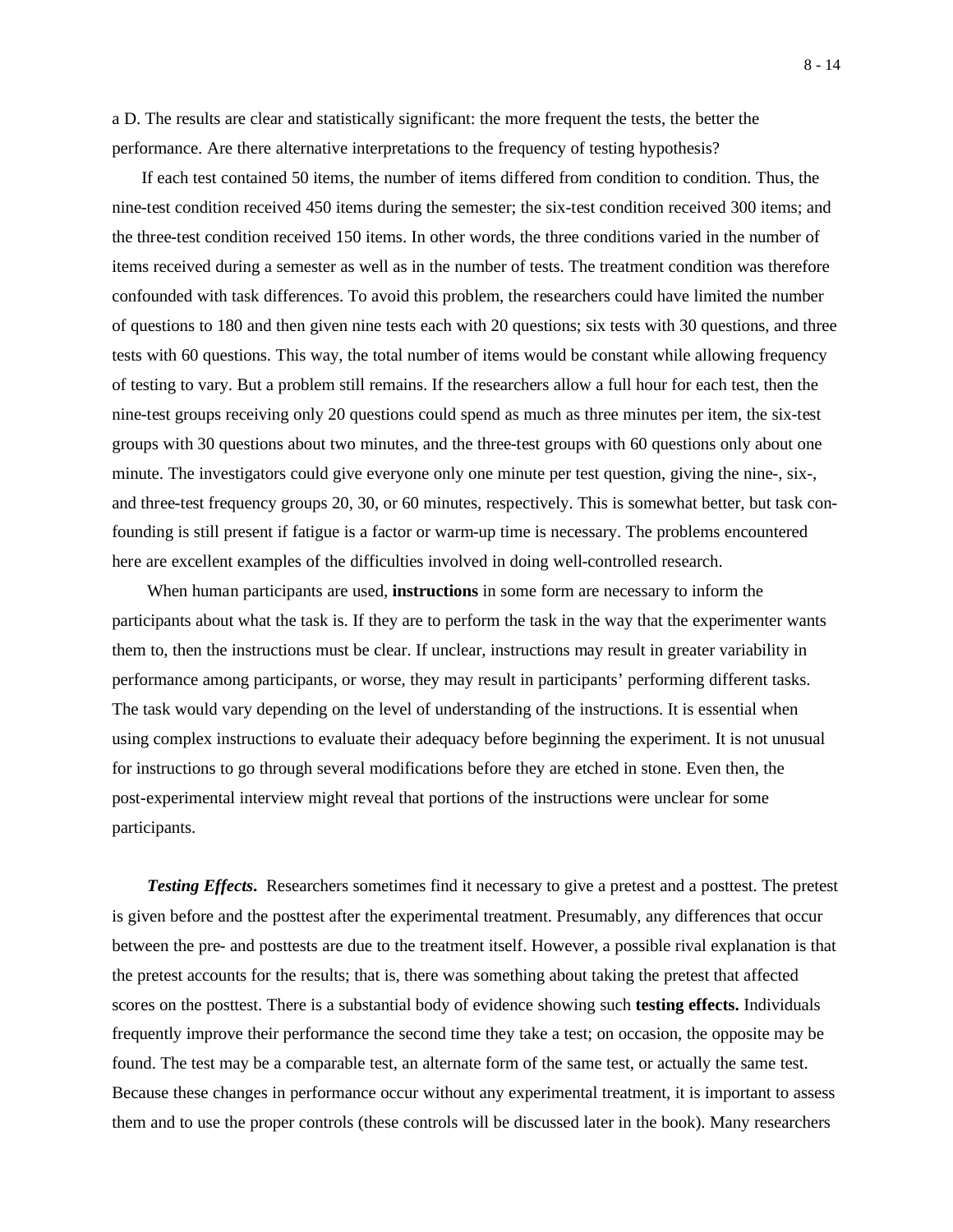a D. The results are clear and statistically significant: the more frequent the tests, the better the performance. Are there alternative interpretations to the frequency of testing hypothesis?

If each test contained 50 items, the number of items differed from condition to condition. Thus, the nine-test condition received 450 items during the semester; the six-test condition received 300 items; and the three-test condition received 150 items. In other words, the three conditions varied in the number of items received during a semester as well as in the number of tests. The treatment condition was therefore confounded with task differences. To avoid this problem, the researchers could have limited the number of questions to 180 and then given nine tests each with 20 questions; six tests with 30 questions, and three tests with 60 questions. This way, the total number of items would be constant while allowing frequency of testing to vary. But a problem still remains. If the researchers allow a full hour for each test, then the nine-test groups receiving only 20 questions could spend as much as three minutes per item, the six-test groups with 30 questions about two minutes, and the three-test groups with 60 questions only about one minute. The investigators could give everyone only one minute per test question, giving the nine-, six-, and three-test frequency groups 20, 30, or 60 minutes, respectively. This is somewhat better, but task con-founding is still present if fatigue is a factor or warm-up time is necessary. The problems encountered here are excellent examples of the difficulties involved in doing well-controlled research.

When human participants are used, **instructions** in some form are necessary to inform the participants about what the task is. If they are to perform the task in the way that the experimenter wants them to, then the instructions must be clear. If unclear, instructions may result in greater variability in performance among participants, or worse, they may result in participants' performing different tasks. The task would vary depending on the level of understanding of the instructions. It is essential when using complex instructions to evaluate their adequacy before beginning the experiment. It is not unusual for instructions to go through several modifications before they are etched in stone. Even then, the post-experimental interview might reveal that portions of the instructions were unclear for some participants.

***Testing Effects.*** Researchers sometimes find it necessary to give a pretest and a posttest. The pretest is given before and the posttest after the experimental treatment. Presumably, any differences that occur between the pre- and posttests are due to the treatment itself. However, a possible rival explanation is that the pretest accounts for the results; that is, there was something about taking the pretest that affected scores on the posttest. There is a substantial body of evidence showing such **testing effects.** Individuals frequently improve their performance the second time they take a test; on occasion, the opposite may be found. The test may be a comparable test, an alternate form of the same test, or actually the same test. Because these changes in performance occur without any experimental treatment, it is important to assess them and to use the proper controls (these controls will be discussed later in the book). Many researchers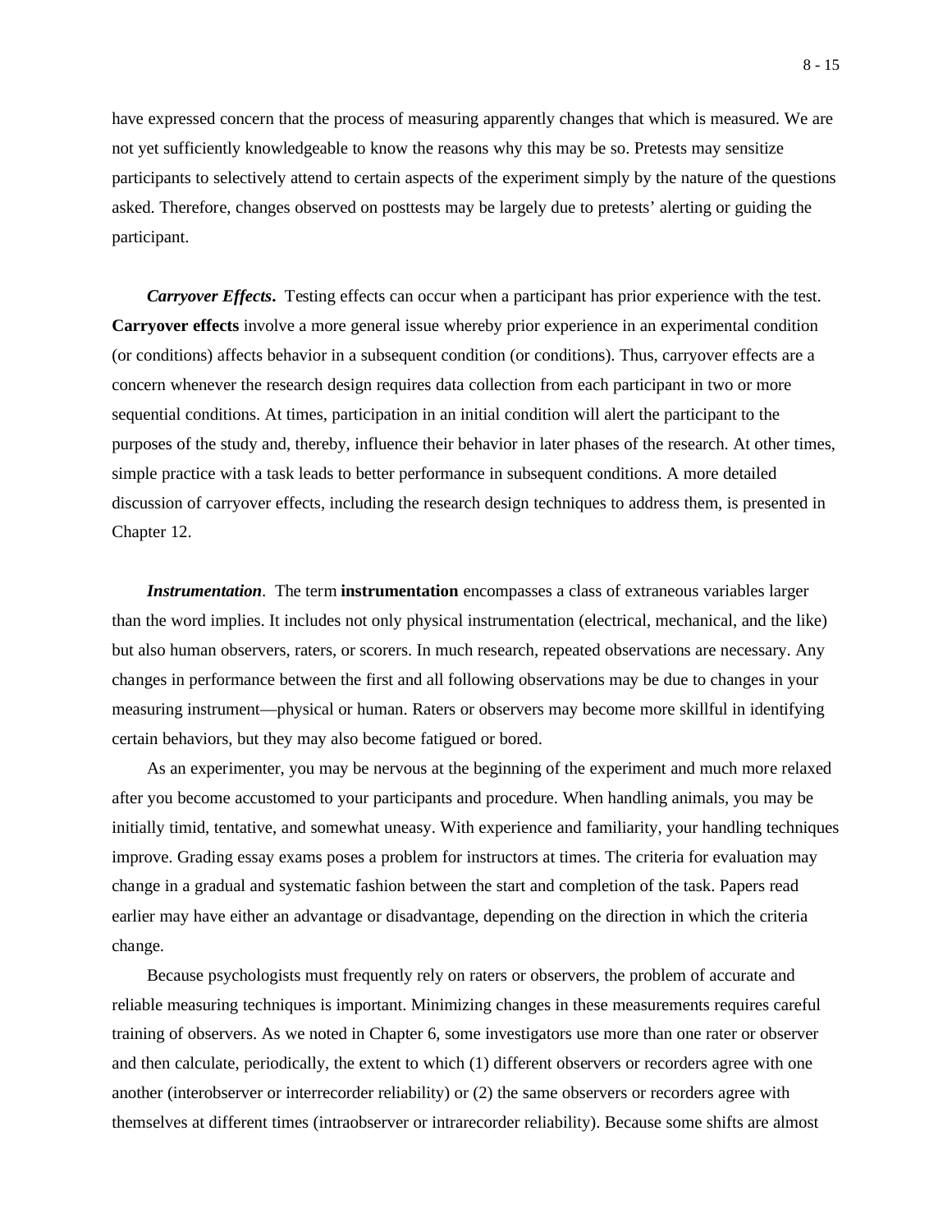have expressed concern that the process of measuring apparently changes that which is measured. We are not yet sufficiently knowledgeable to know the reasons why this may be so. Pretests may sensitize participants to selectively attend to certain aspects of the experiment simply by the nature of the questions asked. Therefore, changes observed on posttests may be largely due to pretests' alerting or guiding the participant.

***Carryover Effects*.** Testing effects can occur when a participant has prior experience with the test. **Carryover effects** involve a more general issue whereby prior experience in an experimental condition (or conditions) affects behavior in a subsequent condition (or conditions). Thus, carryover effects are a concern whenever the research design requires data collection from each participant in two or more sequential conditions. At times, participation in an initial condition will alert the participant to the purposes of the study and, thereby, influence their behavior in later phases of the research. At other times, simple practice with a task leads to better performance in subsequent conditions. A more detailed discussion of carryover effects, including the research design techniques to address them, is presented in Chapter 12.

***Instrumentation***. The term **instrumentation** encompasses a class of extraneous variables larger than the word implies. It includes not only physical instrumentation (electrical, mechanical, and the like) but also human observers, raters, or scorers. In much research, repeated observations are necessary. Any changes in performance between the first and all following observations may be due to changes in your measuring instrument—physical or human. Raters or observers may become more skillful in identifying certain behaviors, but they may also become fatigued or bored.

As an experimenter, you may be nervous at the beginning of the experiment and much more relaxed after you become accustomed to your participants and procedure. When handling animals, you may be initially timid, tentative, and somewhat uneasy. With experience and familiarity, your handling techniques improve. Grading essay exams poses a problem for instructors at times. The criteria for evaluation may change in a gradual and systematic fashion between the start and completion of the task. Papers read earlier may have either an advantage or disadvantage, depending on the direction in which the criteria change.

Because psychologists must frequently rely on raters or observers, the problem of accurate and reliable measuring techniques is important. Minimizing changes in these measurements requires careful training of observers. As we noted in Chapter 6, some investigators use more than one rater or observer and then calculate, periodically, the extent to which (1) different observers or recorders agree with one another (interobserver or interrecorder reliability) or (2) the same observers or recorders agree with themselves at different times (intraobserver or intrarecorder reliability). Because some shifts are almost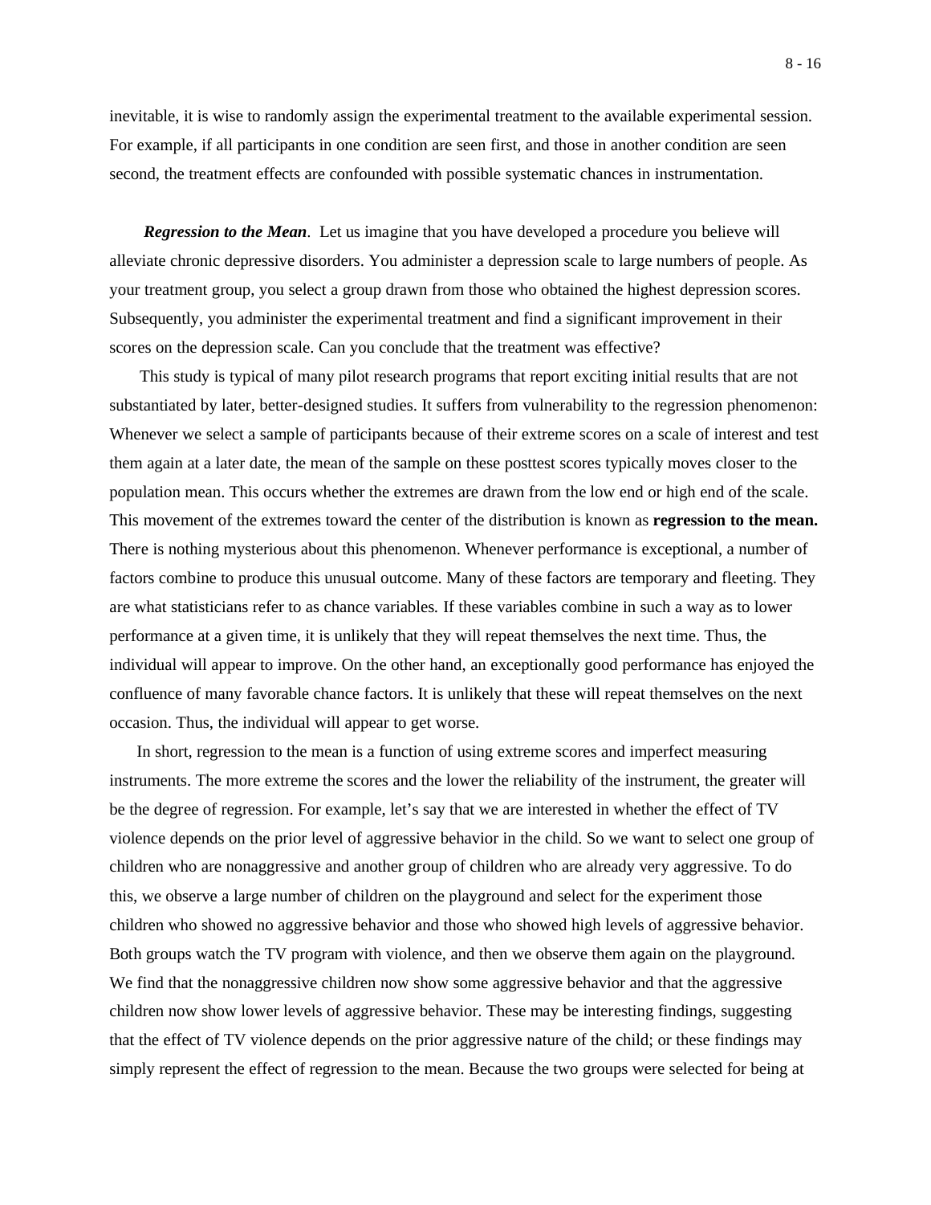inevitable, it is wise to randomly assign the experimental treatment to the available experimental session. For example, if all participants in one condition are seen first, and those in another condition are seen second, the treatment effects are confounded with possible systematic chances in instrumentation.

***Regression to the Mean***. Let us imagine that you have developed a procedure you believe will alleviate chronic depressive disorders. You administer a depression scale to large numbers of people. As your treatment group, you select a group drawn from those who obtained the highest depression scores. Subsequently, you administer the experimental treatment and find a significant improvement in their scores on the depression scale. Can you conclude that the treatment was effective?

This study is typical of many pilot research programs that report exciting initial results that are not substantiated by later, better-designed studies. It suffers from vulnerability to the regression phenomenon: Whenever we select a sample of participants because of their extreme scores on a scale of interest and test them again at a later date, the mean of the sample on these posttest scores typically moves closer to the population mean. This occurs whether the extremes are drawn from the low end or high end of the scale. This movement of the extremes toward the center of the distribution is known as **regression to the mean.** There is nothing mysterious about this phenomenon. Whenever performance is exceptional, a number of factors combine to produce this unusual outcome. Many of these factors are temporary and fleeting. They are what statisticians refer to as chance variables. If these variables combine in such a way as to lower performance at a given time, it is unlikely that they will repeat themselves the next time. Thus, the individual will appear to improve. On the other hand, an exceptionally good performance has enjoyed the confluence of many favorable chance factors. It is unlikely that these will repeat themselves on the next occasion. Thus, the individual will appear to get worse.

In short, regression to the mean is a function of using extreme scores and imperfect measuring instruments. The more extreme the scores and the lower the reliability of the instrument, the greater will be the degree of regression. For example, let's say that we are interested in whether the effect of TV violence depends on the prior level of aggressive behavior in the child. So we want to select one group of children who are nonaggressive and another group of children who are already very aggressive. To do this, we observe a large number of children on the playground and select for the experiment those children who showed no aggressive behavior and those who showed high levels of aggressive behavior. Both groups watch the TV program with violence, and then we observe them again on the playground. We find that the nonaggressive children now show some aggressive behavior and that the aggressive children now show lower levels of aggressive behavior. These may be interesting findings, suggesting that the effect of TV violence depends on the prior aggressive nature of the child; or these findings may simply represent the effect of regression to the mean. Because the two groups were selected for being at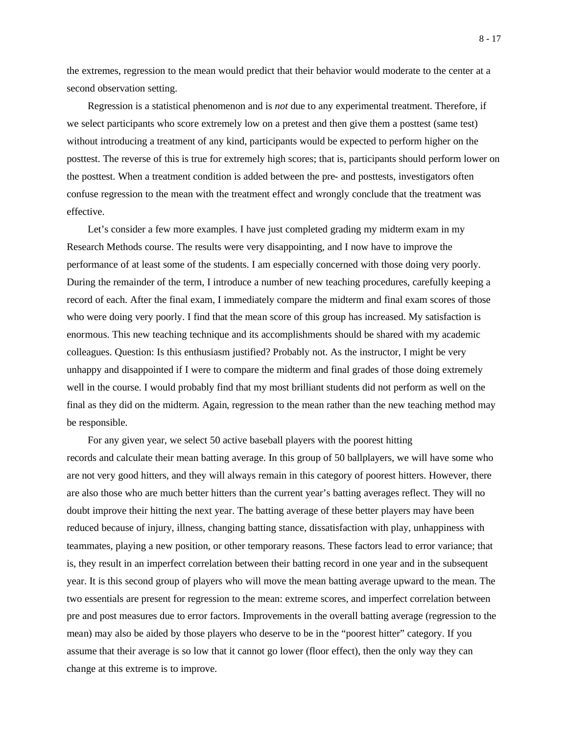the extremes, regression to the mean would predict that their behavior would moderate to the center at a second observation setting.

Regression is a statistical phenomenon and is *not* due to any experimental treatment. Therefore, if we select participants who score extremely low on a pretest and then give them a posttest (same test) without introducing a treatment of any kind, participants would be expected to perform higher on the posttest. The reverse of this is true for extremely high scores; that is, participants should perform lower on the posttest. When a treatment condition is added between the pre- and posttests, investigators often confuse regression to the mean with the treatment effect and wrongly conclude that the treatment was effective.

Let's consider a few more examples. I have just completed grading my midterm exam in my Research Methods course. The results were very disappointing, and I now have to improve the performance of at least some of the students. I am especially concerned with those doing very poorly. During the remainder of the term, I introduce a number of new teaching procedures, carefully keeping a record of each. After the final exam, I immediately compare the midterm and final exam scores of those who were doing very poorly. I find that the mean score of this group has increased. My satisfaction is enormous. This new teaching technique and its accomplishments should be shared with my academic colleagues. Question: Is this enthusiasm justified? Probably not. As the instructor, I might be very unhappy and disappointed if I were to compare the midterm and final grades of those doing extremely well in the course. I would probably find that my most brilliant students did not perform as well on the final as they did on the midterm. Again, regression to the mean rather than the new teaching method may be responsible.

For any given year, we select 50 active baseball players with the poorest hitting records and calculate their mean batting average. In this group of 50 ballplayers, we will have some who are not very good hitters, and they will always remain in this category of poorest hitters. However, there are also those who are much better hitters than the current year's batting averages reflect. They will no doubt improve their hitting the next year. The batting average of these better players may have been reduced because of injury, illness, changing batting stance, dissatisfaction with play, unhappiness with teammates, playing a new position, or other temporary reasons. These factors lead to error variance; that is, they result in an imperfect correlation between their batting record in one year and in the subsequent year. It is this second group of players who will move the mean batting average upward to the mean. The two essentials are present for regression to the mean: extreme scores, and imperfect correlation between pre and post measures due to error factors. Improvements in the overall batting average (regression to the mean) may also be aided by those players who deserve to be in the "poorest hitter" category. If you assume that their average is so low that it cannot go lower (floor effect), then the only way they can change at this extreme is to improve.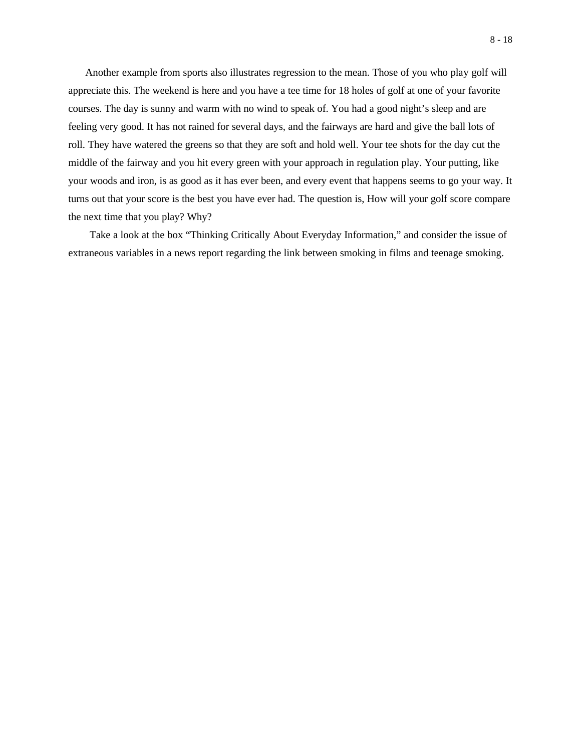Another example from sports also illustrates regression to the mean. Those of you who play golf will appreciate this. The weekend is here and you have a tee time for 18 holes of golf at one of your favorite courses. The day is sunny and warm with no wind to speak of. You had a good night's sleep and are feeling very good. It has not rained for several days, and the fairways are hard and give the ball lots of roll. They have watered the greens so that they are soft and hold well. Your tee shots for the day cut the middle of the fairway and you hit every green with your approach in regulation play. Your putting, like your woods and iron, is as good as it has ever been, and every event that happens seems to go your way. It turns out that your score is the best you have ever had. The question is, How will your golf score compare the next time that you play? Why?

Take a look at the box "Thinking Critically About Everyday Information," and consider the issue of extraneous variables in a news report regarding the link between smoking in films and teenage smoking.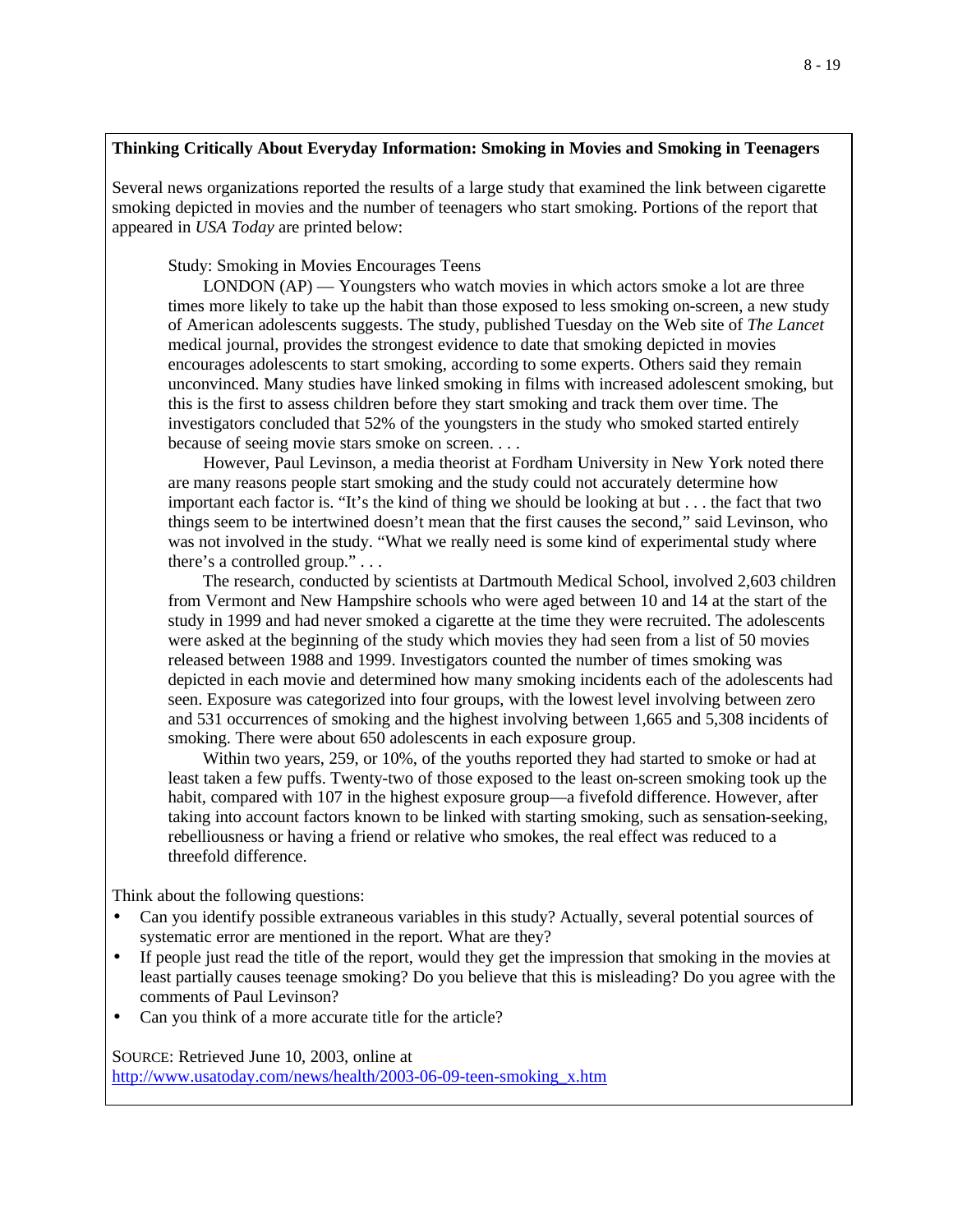**Thinking Critically About Everyday Information: Smoking in Movies and Smoking in Teenagers**

Several news organizations reported the results of a large study that examined the link between cigarette smoking depicted in movies and the number of teenagers who start smoking. Portions of the report that appeared in *USA Today* are printed below:

> Study: Smoking in Movies Encourages Teens
>
> LONDON (AP) — Youngsters who watch movies in which actors smoke a lot are three times more likely to take up the habit than those exposed to less smoking on-screen, a new study of American adolescents suggests. The study, published Tuesday on the Web site of *The Lancet* medical journal, provides the strongest evidence to date that smoking depicted in movies encourages adolescents to start smoking, according to some experts. Others said they remain unconvinced. Many studies have linked smoking in films with increased adolescent smoking, but this is the first to assess children before they start smoking and track them over time. The investigators concluded that 52% of the youngsters in the study who smoked started entirely because of seeing movie stars smoke on screen. . . .
>
> However, Paul Levinson, a media theorist at Fordham University in New York noted there are many reasons people start smoking and the study could not accurately determine how important each factor is. "It's the kind of thing we should be looking at but . . . the fact that two things seem to be intertwined doesn't mean that the first causes the second," said Levinson, who was not involved in the study. "What we really need is some kind of experimental study where there's a controlled group." . . .
>
> The research, conducted by scientists at Dartmouth Medical School, involved 2,603 children from Vermont and New Hampshire schools who were aged between 10 and 14 at the start of the study in 1999 and had never smoked a cigarette at the time they were recruited. The adolescents were asked at the beginning of the study which movies they had seen from a list of 50 movies released between 1988 and 1999. Investigators counted the number of times smoking was depicted in each movie and determined how many smoking incidents each of the adolescents had seen. Exposure was categorized into four groups, with the lowest level involving between zero and 531 occurrences of smoking and the highest involving between 1,665 and 5,308 incidents of smoking. There were about 650 adolescents in each exposure group.
>
> Within two years, 259, or 10%, of the youths reported they had started to smoke or had at least taken a few puffs. Twenty-two of those exposed to the least on-screen smoking took up the habit, compared with 107 in the highest exposure group—a fivefold difference. However, after taking into account factors known to be linked with starting smoking, such as sensation-seeking, rebelliousness or having a friend or relative who smokes, the real effect was reduced to a threefold difference.

Think about the following questions:

- Can you identify possible extraneous variables in this study? Actually, several potential sources of systematic error are mentioned in the report. What are they?
- If people just read the title of the report, would they get the impression that smoking in the movies at least partially causes teenage smoking? Do you believe that this is misleading? Do you agree with the comments of Paul Levinson?
- Can you think of a more accurate title for the article?

SOURCE: Retrieved June 10, 2003, online at
http://www.usatoday.com/news/health/2003-06-09-teen-smoking_x.htm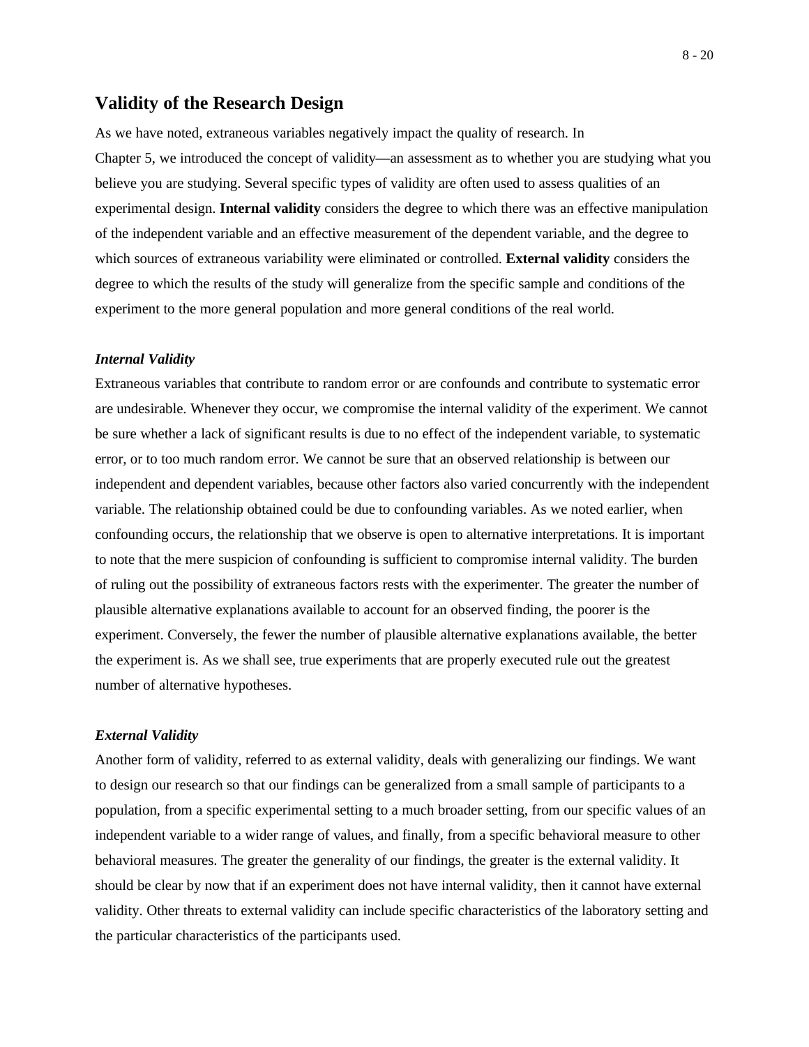## Validity of the Research Design

As we have noted, extraneous variables negatively impact the quality of research. In Chapter 5, we introduced the concept of validity—an assessment as to whether you are studying what you believe you are studying. Several specific types of validity are often used to assess qualities of an experimental design. **Internal validity** considers the degree to which there was an effective manipulation of the independent variable and an effective measurement of the dependent variable, and the degree to which sources of extraneous variability were eliminated or controlled. **External validity** considers the degree to which the results of the study will generalize from the specific sample and conditions of the experiment to the more general population and more general conditions of the real world.

### *Internal Validity*

Extraneous variables that contribute to random error or are confounds and contribute to systematic error are undesirable. Whenever they occur, we compromise the internal validity of the experiment. We cannot be sure whether a lack of significant results is due to no effect of the independent variable, to systematic error, or to too much random error. We cannot be sure that an observed relationship is between our independent and dependent variables, because other factors also varied concurrently with the independent variable. The relationship obtained could be due to confounding variables. As we noted earlier, when confounding occurs, the relationship that we observe is open to alternative interpretations. It is important to note that the mere suspicion of confounding is sufficient to compromise internal validity. The burden of ruling out the possibility of extraneous factors rests with the experimenter. The greater the number of plausible alternative explanations available to account for an observed finding, the poorer is the experiment. Conversely, the fewer the number of plausible alternative explanations available, the better the experiment is. As we shall see, true experiments that are properly executed rule out the greatest number of alternative hypotheses.

### *External Validity*

Another form of validity, referred to as external validity, deals with generalizing our findings. We want to design our research so that our findings can be generalized from a small sample of participants to a population, from a specific experimental setting to a much broader setting, from our specific values of an independent variable to a wider range of values, and finally, from a specific behavioral measure to other behavioral measures. The greater the generality of our findings, the greater is the external validity. It should be clear by now that if an experiment does not have internal validity, then it cannot have external validity. Other threats to external validity can include specific characteristics of the laboratory setting and the particular characteristics of the participants used.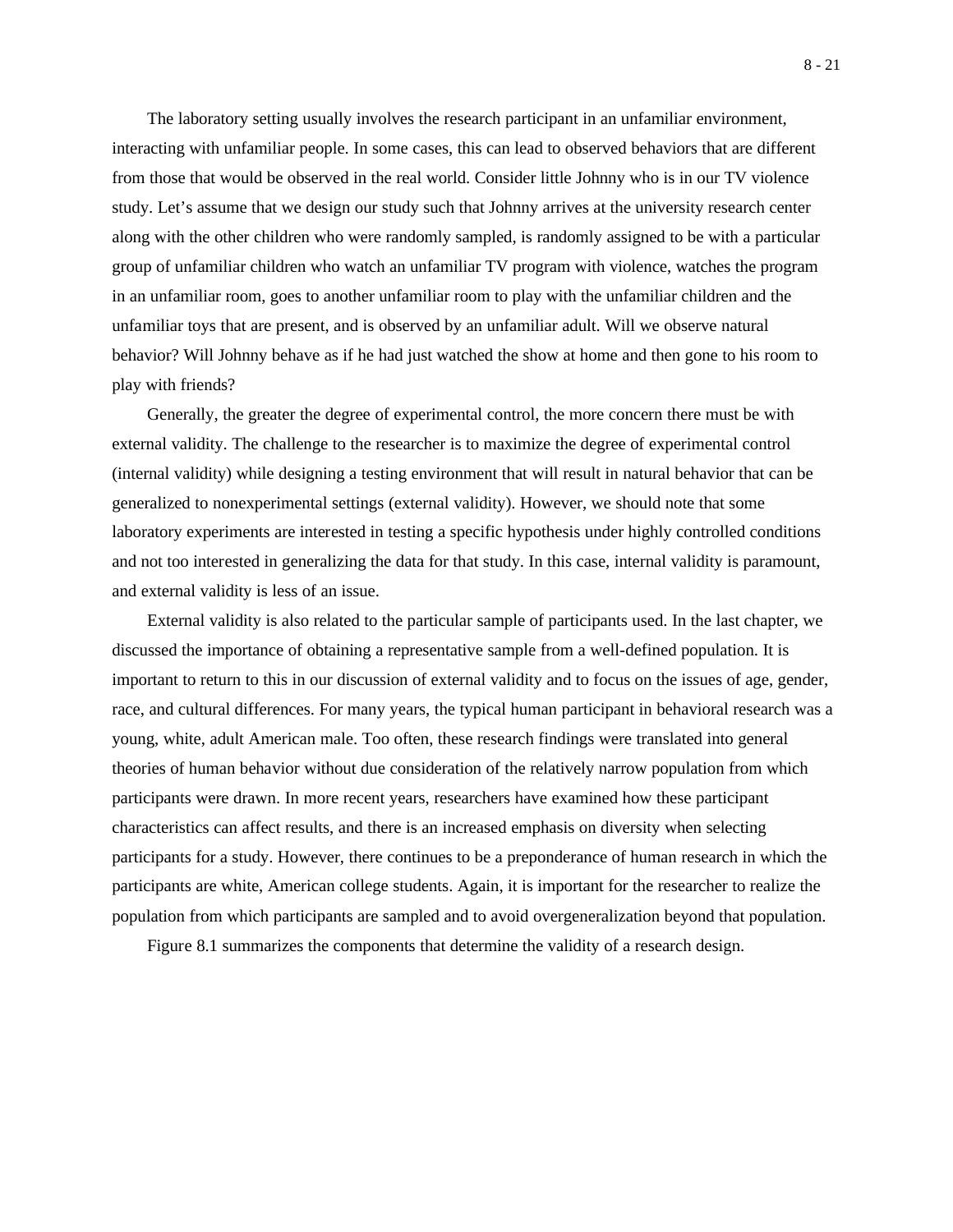The laboratory setting usually involves the research participant in an unfamiliar environment, interacting with unfamiliar people. In some cases, this can lead to observed behaviors that are different from those that would be observed in the real world. Consider little Johnny who is in our TV violence study. Let's assume that we design our study such that Johnny arrives at the university research center along with the other children who were randomly sampled, is randomly assigned to be with a particular group of unfamiliar children who watch an unfamiliar TV program with violence, watches the program in an unfamiliar room, goes to another unfamiliar room to play with the unfamiliar children and the unfamiliar toys that are present, and is observed by an unfamiliar adult. Will we observe natural behavior? Will Johnny behave as if he had just watched the show at home and then gone to his room to play with friends?

Generally, the greater the degree of experimental control, the more concern there must be with external validity. The challenge to the researcher is to maximize the degree of experimental control (internal validity) while designing a testing environment that will result in natural behavior that can be generalized to nonexperimental settings (external validity). However, we should note that some laboratory experiments are interested in testing a specific hypothesis under highly controlled conditions and not too interested in generalizing the data for that study. In this case, internal validity is paramount, and external validity is less of an issue.

External validity is also related to the particular sample of participants used. In the last chapter, we discussed the importance of obtaining a representative sample from a well-defined population. It is important to return to this in our discussion of external validity and to focus on the issues of age, gender, race, and cultural differences. For many years, the typical human participant in behavioral research was a young, white, adult American male. Too often, these research findings were translated into general theories of human behavior without due consideration of the relatively narrow population from which participants were drawn. In more recent years, researchers have examined how these participant characteristics can affect results, and there is an increased emphasis on diversity when selecting participants for a study. However, there continues to be a preponderance of human research in which the participants are white, American college students. Again, it is important for the researcher to realize the population from which participants are sampled and to avoid overgeneralization beyond that population.

Figure 8.1 summarizes the components that determine the validity of a research design.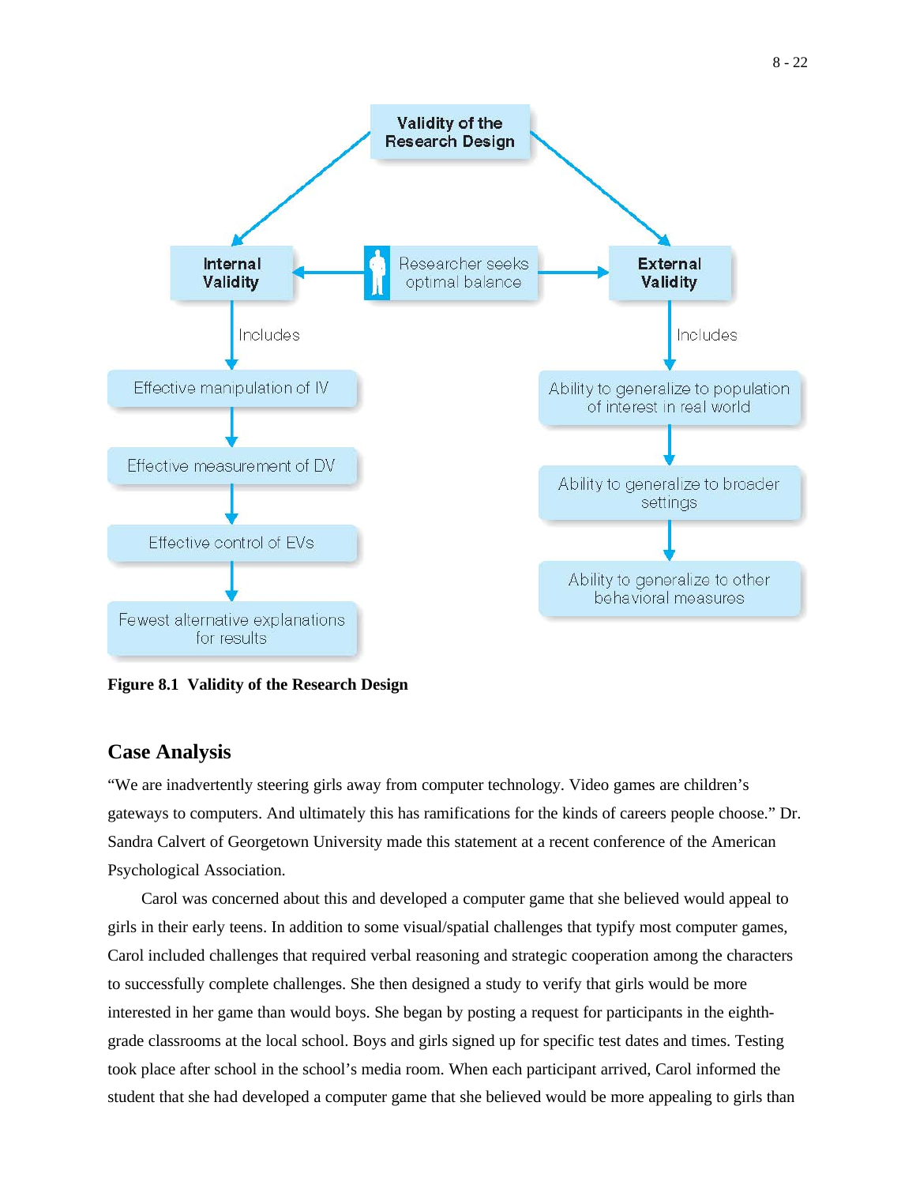**Validity of the Research Design**

Researcher seeks optimal balance between Internal Validity and External Validity.

**Internal Validity**

Includes:
- Effective manipulation of IV
- Effective measurement of DV
- Effective control of EVs
- Fewest alternative explanations for results

**External Validity**

Includes:
- Ability to generalize to population of interest in real world
- Ability to generalize to broader settings
- Ability to generalize to other behavioral measures

**Figure 8.1 Validity of the Research Design**

## Case Analysis

"We are inadvertently steering girls away from computer technology. Video games are children's gateways to computers. And ultimately this has ramifications for the kinds of careers people choose." Dr. Sandra Calvert of Georgetown University made this statement at a recent conference of the American Psychological Association.

Carol was concerned about this and developed a computer game that she believed would appeal to girls in their early teens. In addition to some visual/spatial challenges that typify most computer games, Carol included challenges that required verbal reasoning and strategic cooperation among the characters to successfully complete challenges. She then designed a study to verify that girls would be more interested in her game than would boys. She began by posting a request for participants in the eighth-grade classrooms at the local school. Boys and girls signed up for specific test dates and times. Testing took place after school in the school's media room. When each participant arrived, Carol informed the student that she had developed a computer game that she believed would be more appealing to girls than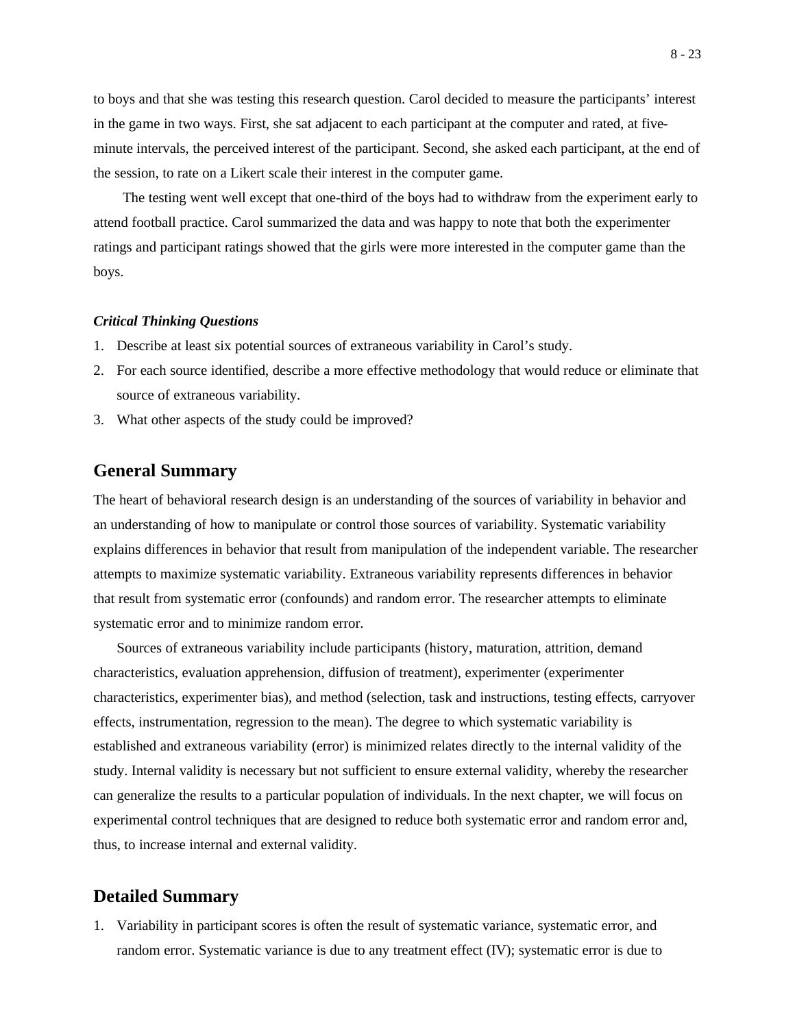to boys and that she was testing this research question. Carol decided to measure the participants' interest in the game in two ways. First, she sat adjacent to each participant at the computer and rated, at five-minute intervals, the perceived interest of the participant. Second, she asked each participant, at the end of the session, to rate on a Likert scale their interest in the computer game.

The testing went well except that one-third of the boys had to withdraw from the experiment early to attend football practice. Carol summarized the data and was happy to note that both the experimenter ratings and participant ratings showed that the girls were more interested in the computer game than the boys.

#### *Critical Thinking Questions*

1. Describe at least six potential sources of extraneous variability in Carol's study.
2. For each source identified, describe a more effective methodology that would reduce or eliminate that source of extraneous variability.
3. What other aspects of the study could be improved?

## General Summary

The heart of behavioral research design is an understanding of the sources of variability in behavior and an understanding of how to manipulate or control those sources of variability. Systematic variability explains differences in behavior that result from manipulation of the independent variable. The researcher attempts to maximize systematic variability. Extraneous variability represents differences in behavior that result from systematic error (confounds) and random error. The researcher attempts to eliminate systematic error and to minimize random error.

Sources of extraneous variability include participants (history, maturation, attrition, demand characteristics, evaluation apprehension, diffusion of treatment), experimenter (experimenter characteristics, experimenter bias), and method (selection, task and instructions, testing effects, carryover effects, instrumentation, regression to the mean). The degree to which systematic variability is established and extraneous variability (error) is minimized relates directly to the internal validity of the study. Internal validity is necessary but not sufficient to ensure external validity, whereby the researcher can generalize the results to a particular population of individuals. In the next chapter, we will focus on experimental control techniques that are designed to reduce both systematic error and random error and, thus, to increase internal and external validity.

## Detailed Summary

1. Variability in participant scores is often the result of systematic variance, systematic error, and random error. Systematic variance is due to any treatment effect (IV); systematic error is due to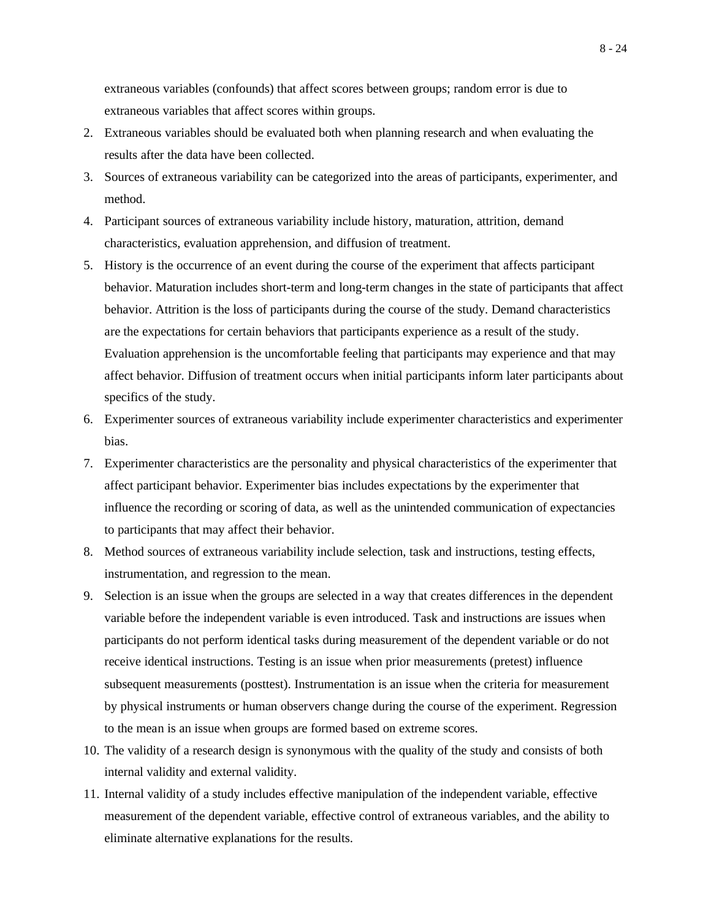extraneous variables (confounds) that affect scores between groups; random error is due to extraneous variables that affect scores within groups.

2. Extraneous variables should be evaluated both when planning research and when evaluating the results after the data have been collected.
3. Sources of extraneous variability can be categorized into the areas of participants, experimenter, and method.
4. Participant sources of extraneous variability include history, maturation, attrition, demand characteristics, evaluation apprehension, and diffusion of treatment.
5. History is the occurrence of an event during the course of the experiment that affects participant behavior. Maturation includes short-term and long-term changes in the state of participants that affect behavior. Attrition is the loss of participants during the course of the study. Demand characteristics are the expectations for certain behaviors that participants experience as a result of the study. Evaluation apprehension is the uncomfortable feeling that participants may experience and that may affect behavior. Diffusion of treatment occurs when initial participants inform later participants about specifics of the study.
6. Experimenter sources of extraneous variability include experimenter characteristics and experimenter bias.
7. Experimenter characteristics are the personality and physical characteristics of the experimenter that affect participant behavior. Experimenter bias includes expectations by the experimenter that influence the recording or scoring of data, as well as the unintended communication of expectancies to participants that may affect their behavior.
8. Method sources of extraneous variability include selection, task and instructions, testing effects, instrumentation, and regression to the mean.
9. Selection is an issue when the groups are selected in a way that creates differences in the dependent variable before the independent variable is even introduced. Task and instructions are issues when participants do not perform identical tasks during measurement of the dependent variable or do not receive identical instructions. Testing is an issue when prior measurements (pretest) influence subsequent measurements (posttest). Instrumentation is an issue when the criteria for measurement by physical instruments or human observers change during the course of the experiment. Regression to the mean is an issue when groups are formed based on extreme scores.
10. The validity of a research design is synonymous with the quality of the study and consists of both internal validity and external validity.
11. Internal validity of a study includes effective manipulation of the independent variable, effective measurement of the dependent variable, effective control of extraneous variables, and the ability to eliminate alternative explanations for the results.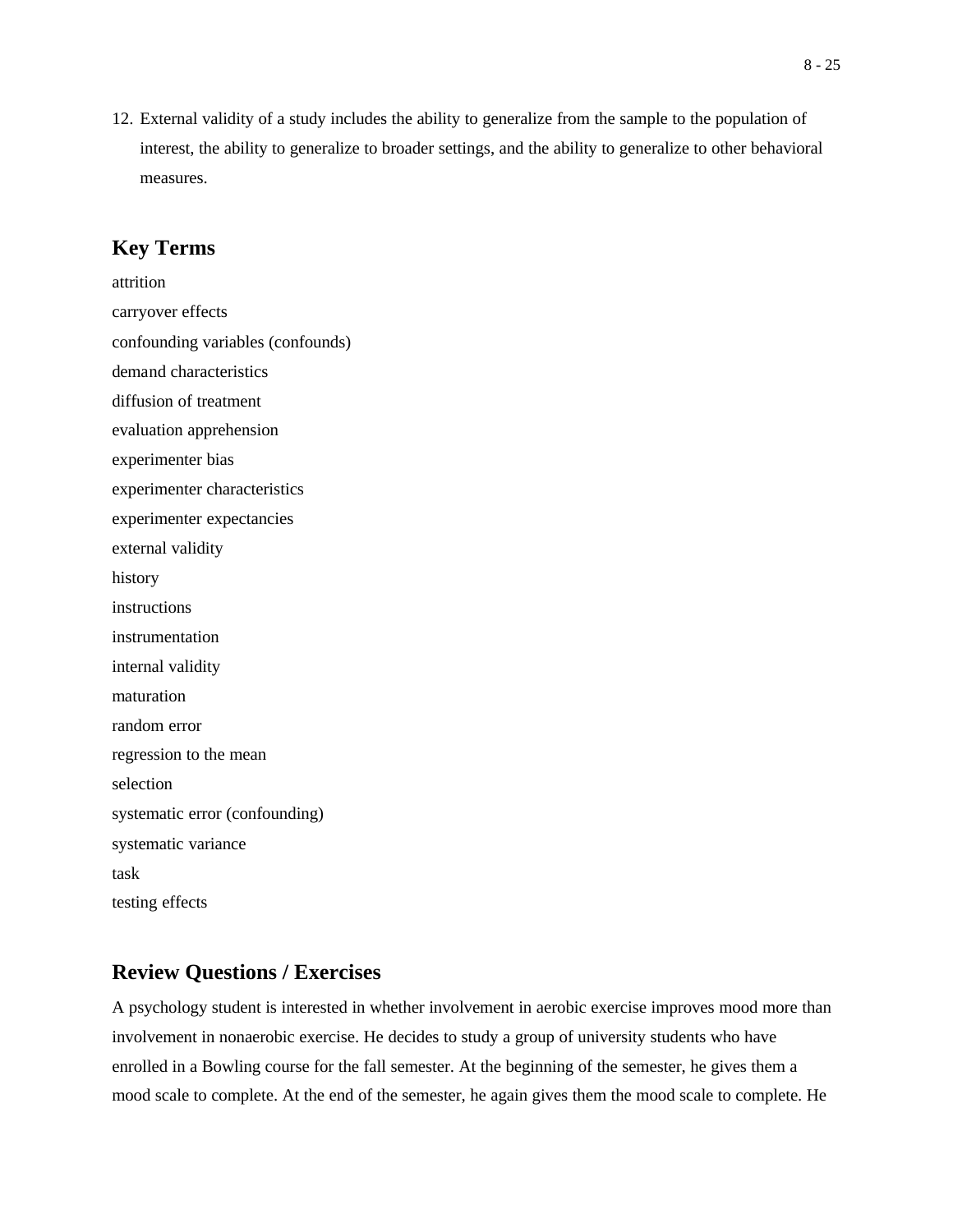12. External validity of a study includes the ability to generalize from the sample to the population of interest, the ability to generalize to broader settings, and the ability to generalize to other behavioral measures.

## Key Terms

attrition
carryover effects
confounding variables (confounds)
demand characteristics
diffusion of treatment
evaluation apprehension
experimenter bias
experimenter characteristics
experimenter expectancies
external validity
history
instructions
instrumentation
internal validity
maturation
random error
regression to the mean
selection
systematic error (confounding)
systematic variance
task
testing effects

## Review Questions / Exercises

A psychology student is interested in whether involvement in aerobic exercise improves mood more than involvement in nonaerobic exercise. He decides to study a group of university students who have enrolled in a Bowling course for the fall semester. At the beginning of the semester, he gives them a mood scale to complete. At the end of the semester, he again gives them the mood scale to complete. He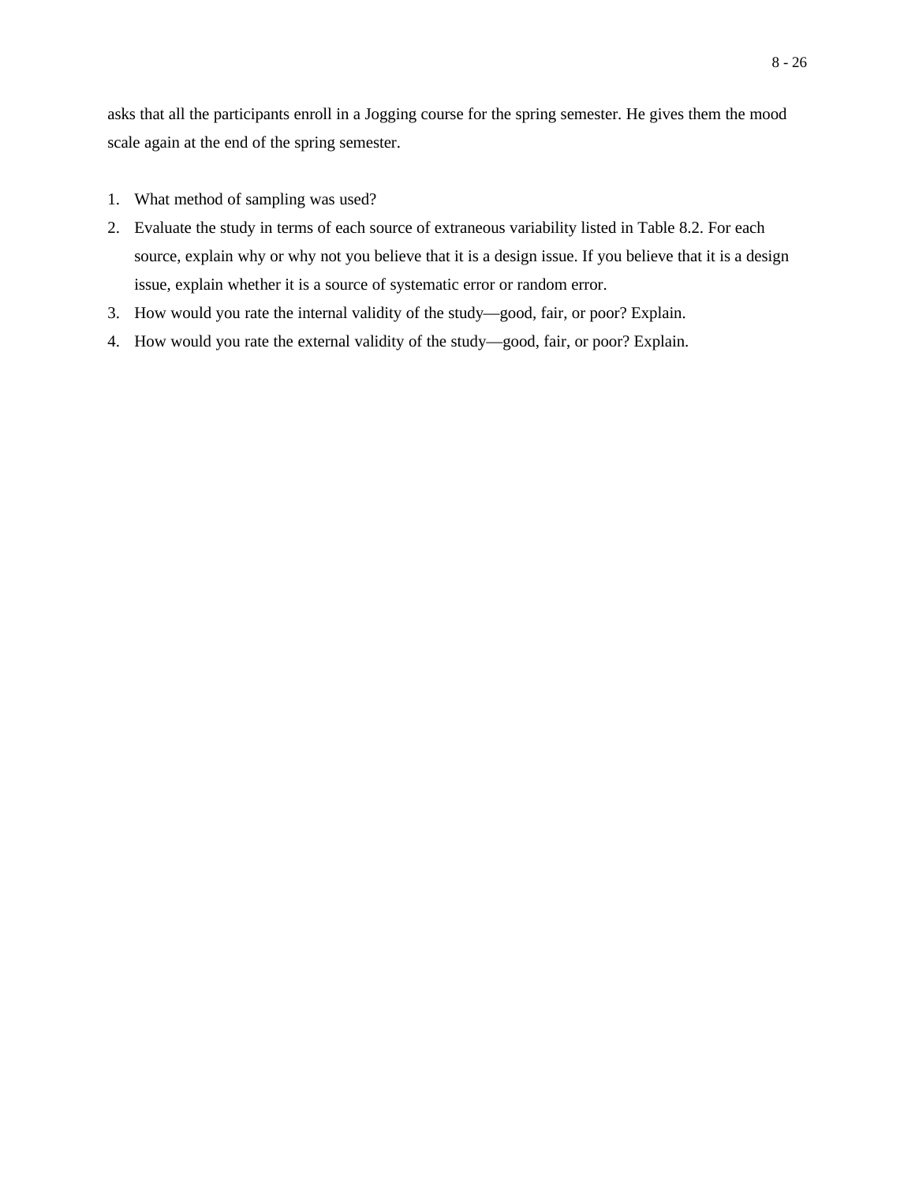asks that all the participants enroll in a Jogging course for the spring semester. He gives them the mood scale again at the end of the spring semester.

1. What method of sampling was used?
2. Evaluate the study in terms of each source of extraneous variability listed in Table 8.2. For each source, explain why or why not you believe that it is a design issue. If you believe that it is a design issue, explain whether it is a source of systematic error or random error.
3. How would you rate the internal validity of the study—good, fair, or poor? Explain.
4. How would you rate the external validity of the study—good, fair, or poor? Explain.